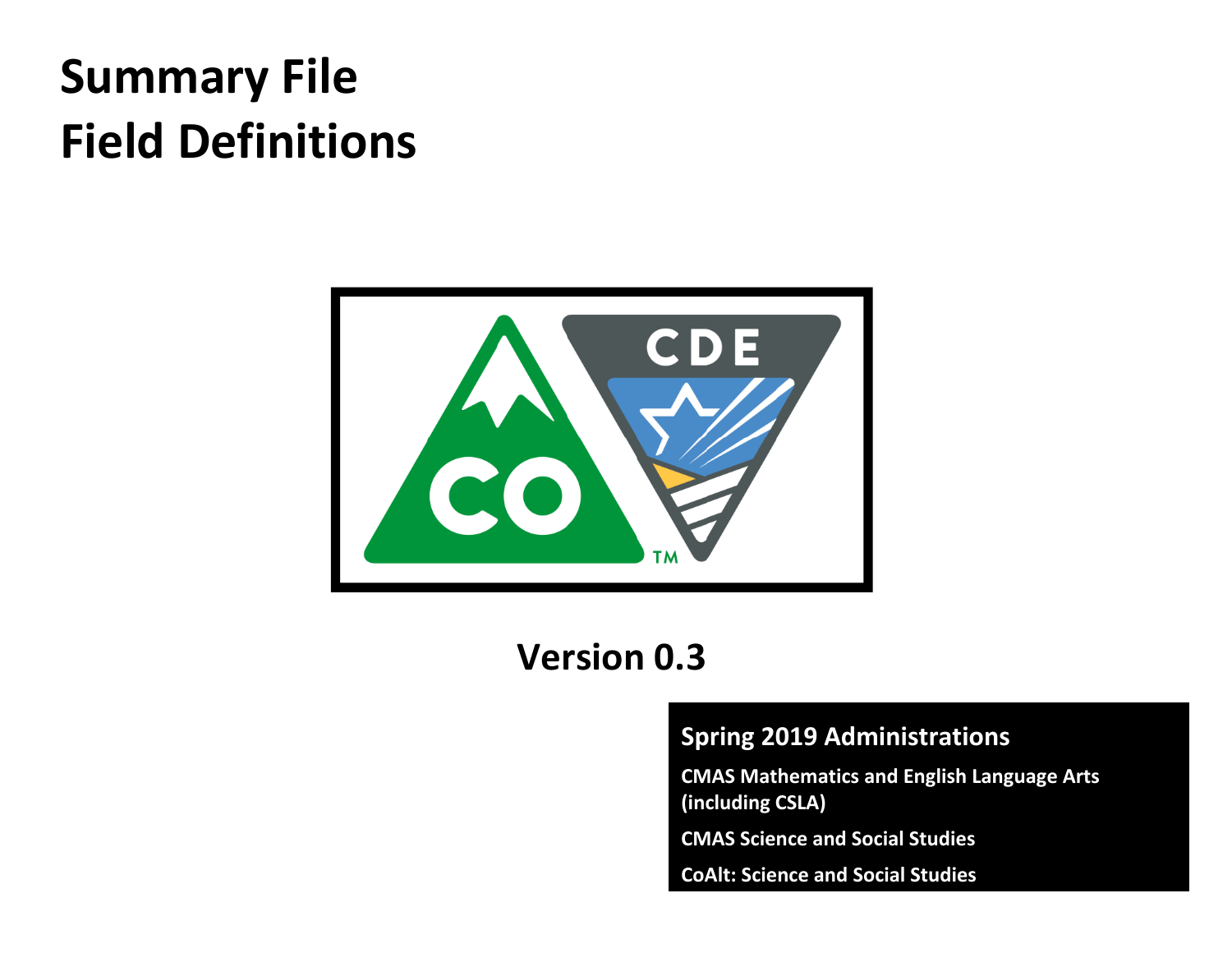# Summary File
# Field Definitions

## Version 0.3

**Spring 2019 Administrations**

**CMAS Mathematics and English Language Arts (including CSLA)**

**CMAS Science and Social Studies**

**CoAlt: Science and Social Studies**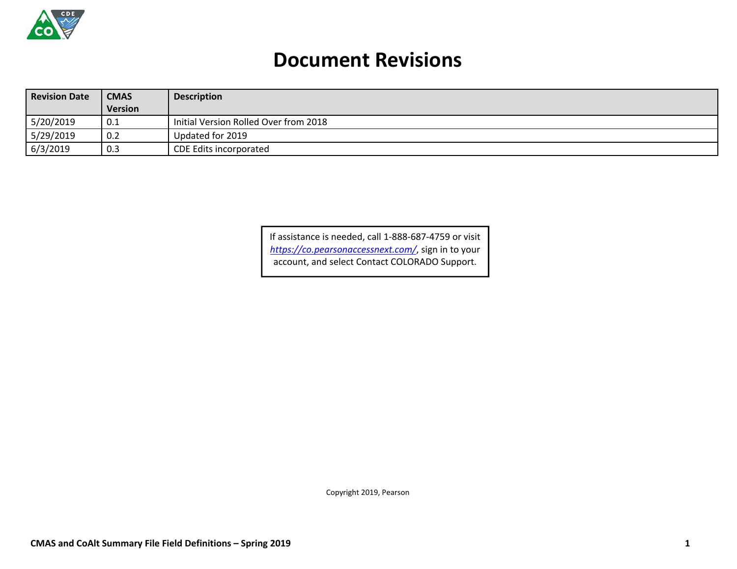# Document Revisions

| Revision Date | CMAS Version | Description |
| --- | --- | --- |
| 5/20/2019 | 0.1 | Initial Version Rolled Over from 2018 |
| 5/29/2019 | 0.2 | Updated for 2019 |
| 6/3/2019 | 0.3 | CDE Edits incorporated |

If assistance is needed, call 1-888-687-4759 or visit *https://co.pearsonaccessnext.com/*, sign in to your account, and select Contact COLORADO Support.

Copyright 2019, Pearson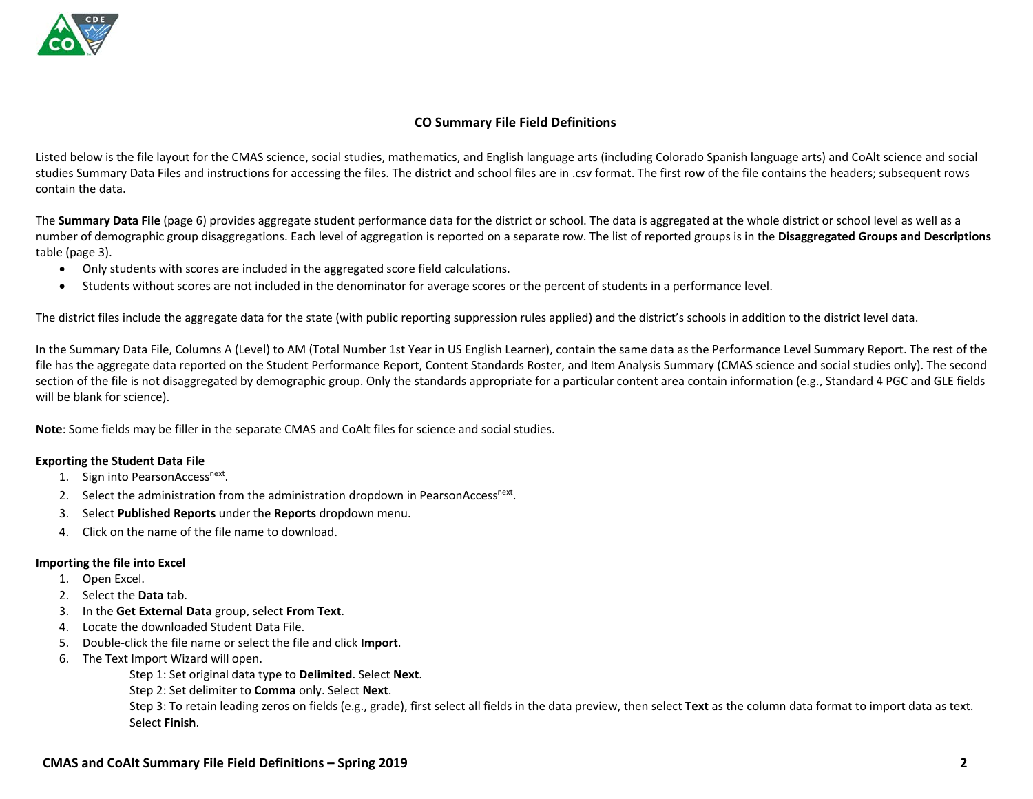## CO Summary File Field Definitions

Listed below is the file layout for the CMAS science, social studies, mathematics, and English language arts (including Colorado Spanish language arts) and CoAlt science and social studies Summary Data Files and instructions for accessing the files. The district and school files are in .csv format. The first row of the file contains the headers; subsequent rows contain the data.

The **Summary Data File** (page 6) provides aggregate student performance data for the district or school. The data is aggregated at the whole district or school level as well as a number of demographic group disaggregations. Each level of aggregation is reported on a separate row. The list of reported groups is in the **Disaggregated Groups and Descriptions** table (page 3).

- Only students with scores are included in the aggregated score field calculations.
- Students without scores are not included in the denominator for average scores or the percent of students in a performance level.

The district files include the aggregate data for the state (with public reporting suppression rules applied) and the district's schools in addition to the district level data.

In the Summary Data File, Columns A (Level) to AM (Total Number 1st Year in US English Learner), contain the same data as the Performance Level Summary Report. The rest of the file has the aggregate data reported on the Student Performance Report, Content Standards Roster, and Item Analysis Summary (CMAS science and social studies only). The second section of the file is not disaggregated by demographic group. Only the standards appropriate for a particular content area contain information (e.g., Standard 4 PGC and GLE fields will be blank for science).

**Note**: Some fields may be filler in the separate CMAS and CoAlt files for science and social studies.

### Exporting the Student Data File

1. Sign into PearsonAccess[next].
2. Select the administration from the administration dropdown in PearsonAccess[next].
3. Select **Published Reports** under the **Reports** dropdown menu.
4. Click on the name of the file name to download.

### Importing the file into Excel

1. Open Excel.
2. Select the **Data** tab.
3. In the **Get External Data** group, select **From Text**.
4. Locate the downloaded Student Data File.
5. Double-click the file name or select the file and click **Import**.
6. The Text Import Wizard will open.
   - Step 1: Set original data type to **Delimited**. Select **Next**.
   - Step 2: Set delimiter to **Comma** only. Select **Next**.
   - Step 3: To retain leading zeros on fields (e.g., grade), first select all fields in the data preview, then select **Text** as the column data format to import data as text. Select **Finish**.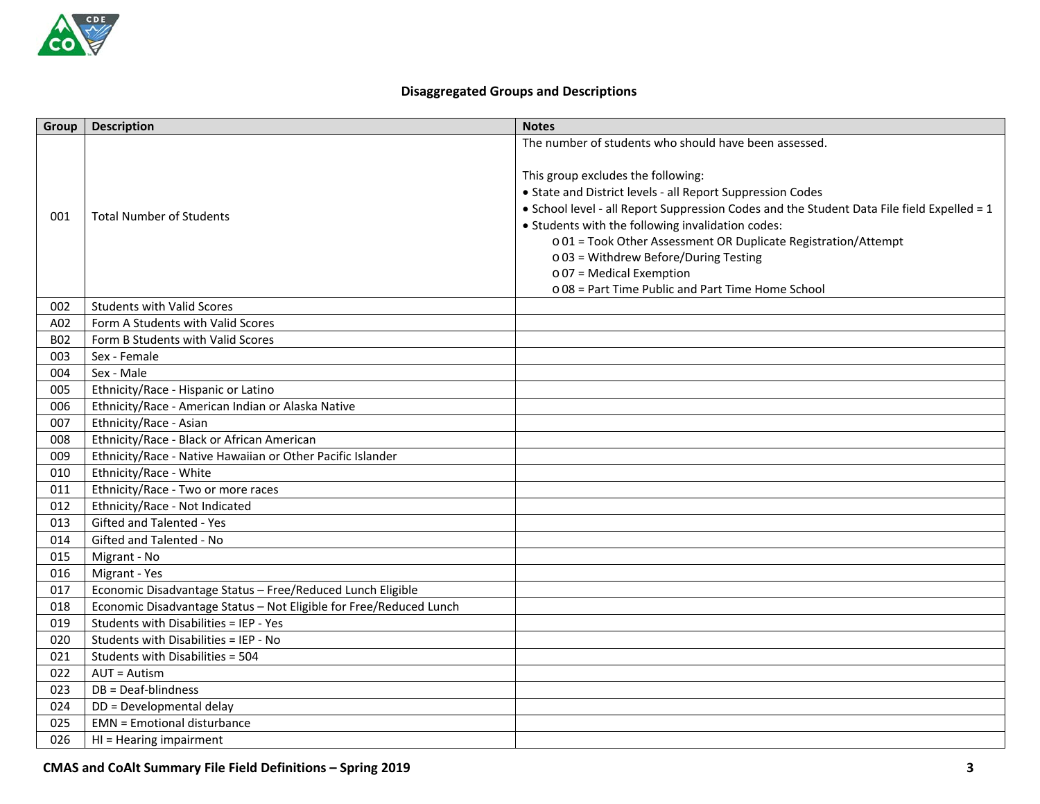## Disaggregated Groups and Descriptions

| Group | Description | Notes |
|---|---|---|
| 001 | Total Number of Students | The number of students who should have been assessed.<br><br>This group excludes the following:<br>• State and District levels - all Report Suppression Codes<br>• School level - all Report Suppression Codes and the Student Data File field Expelled = 1<br>• Students with the following invalidation codes:<br>o 01 = Took Other Assessment OR Duplicate Registration/Attempt<br>o 03 = Withdrew Before/During Testing<br>o 07 = Medical Exemption<br>o 08 = Part Time Public and Part Time Home School |
| 002 | Students with Valid Scores | |
| A02 | Form A Students with Valid Scores | |
| B02 | Form B Students with Valid Scores | |
| 003 | Sex - Female | |
| 004 | Sex - Male | |
| 005 | Ethnicity/Race - Hispanic or Latino | |
| 006 | Ethnicity/Race - American Indian or Alaska Native | |
| 007 | Ethnicity/Race - Asian | |
| 008 | Ethnicity/Race - Black or African American | |
| 009 | Ethnicity/Race - Native Hawaiian or Other Pacific Islander | |
| 010 | Ethnicity/Race - White | |
| 011 | Ethnicity/Race - Two or more races | |
| 012 | Ethnicity/Race - Not Indicated | |
| 013 | Gifted and Talented - Yes | |
| 014 | Gifted and Talented - No | |
| 015 | Migrant - No | |
| 016 | Migrant - Yes | |
| 017 | Economic Disadvantage Status – Free/Reduced Lunch Eligible | |
| 018 | Economic Disadvantage Status – Not Eligible for Free/Reduced Lunch | |
| 019 | Students with Disabilities = IEP - Yes | |
| 020 | Students with Disabilities = IEP - No | |
| 021 | Students with Disabilities = 504 | |
| 022 | AUT = Autism | |
| 023 | DB = Deaf-blindness | |
| 024 | DD = Developmental delay | |
| 025 | EMN = Emotional disturbance | |
| 026 | HI = Hearing impairment | |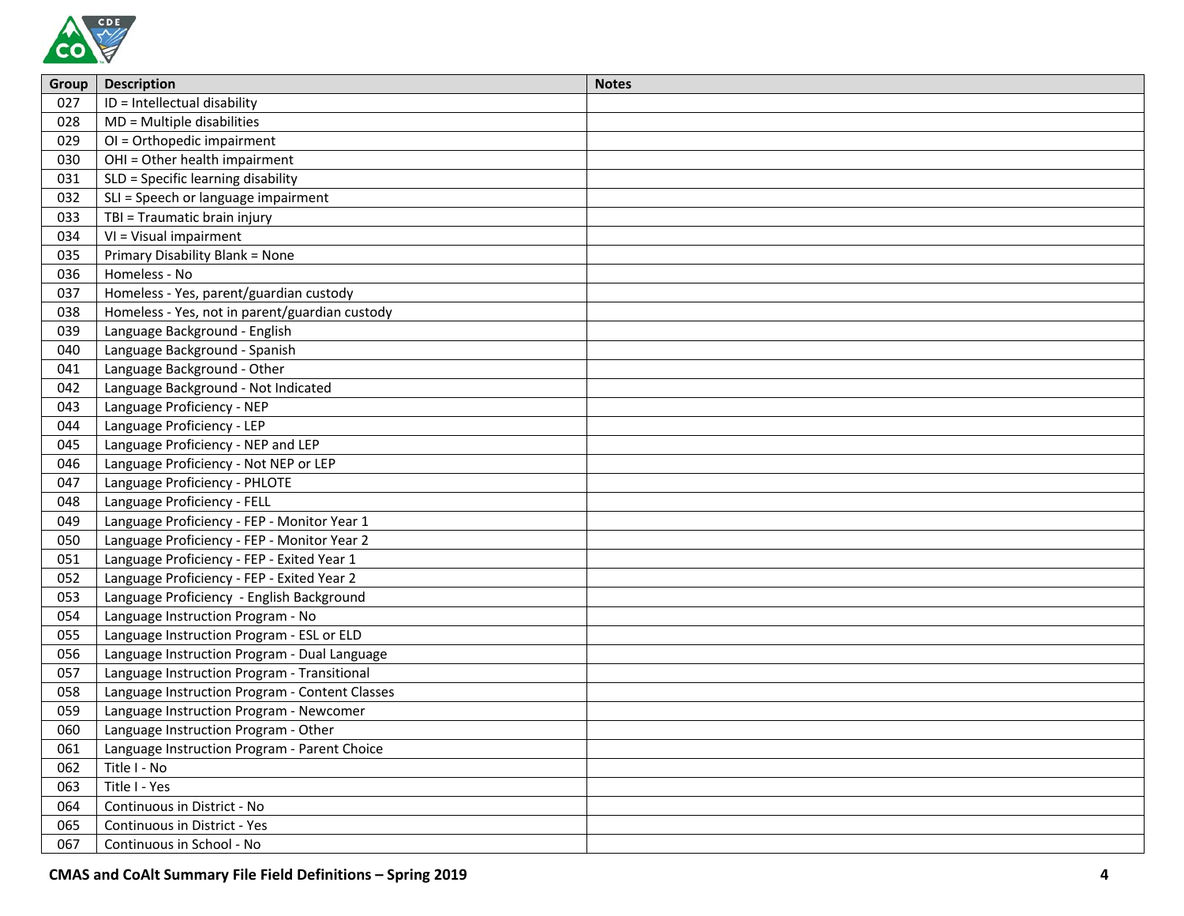| Group | Description | Notes |
| --- | --- | --- |
| 027 | ID = Intellectual disability | |
| 028 | MD = Multiple disabilities | |
| 029 | OI = Orthopedic impairment | |
| 030 | OHI = Other health impairment | |
| 031 | SLD = Specific learning disability | |
| 032 | SLI = Speech or language impairment | |
| 033 | TBI = Traumatic brain injury | |
| 034 | VI = Visual impairment | |
| 035 | Primary Disability Blank = None | |
| 036 | Homeless - No | |
| 037 | Homeless - Yes, parent/guardian custody | |
| 038 | Homeless - Yes, not in parent/guardian custody | |
| 039 | Language Background - English | |
| 040 | Language Background - Spanish | |
| 041 | Language Background - Other | |
| 042 | Language Background - Not Indicated | |
| 043 | Language Proficiency - NEP | |
| 044 | Language Proficiency - LEP | |
| 045 | Language Proficiency - NEP and LEP | |
| 046 | Language Proficiency - Not NEP or LEP | |
| 047 | Language Proficiency - PHLOTE | |
| 048 | Language Proficiency - FELL | |
| 049 | Language Proficiency - FEP - Monitor Year 1 | |
| 050 | Language Proficiency - FEP - Monitor Year 2 | |
| 051 | Language Proficiency - FEP - Exited Year 1 | |
| 052 | Language Proficiency - FEP - Exited Year 2 | |
| 053 | Language Proficiency - English Background | |
| 054 | Language Instruction Program - No | |
| 055 | Language Instruction Program - ESL or ELD | |
| 056 | Language Instruction Program - Dual Language | |
| 057 | Language Instruction Program - Transitional | |
| 058 | Language Instruction Program - Content Classes | |
| 059 | Language Instruction Program - Newcomer | |
| 060 | Language Instruction Program - Other | |
| 061 | Language Instruction Program - Parent Choice | |
| 062 | Title I - No | |
| 063 | Title I - Yes | |
| 064 | Continuous in District - No | |
| 065 | Continuous in District - Yes | |
| 067 | Continuous in School - No | |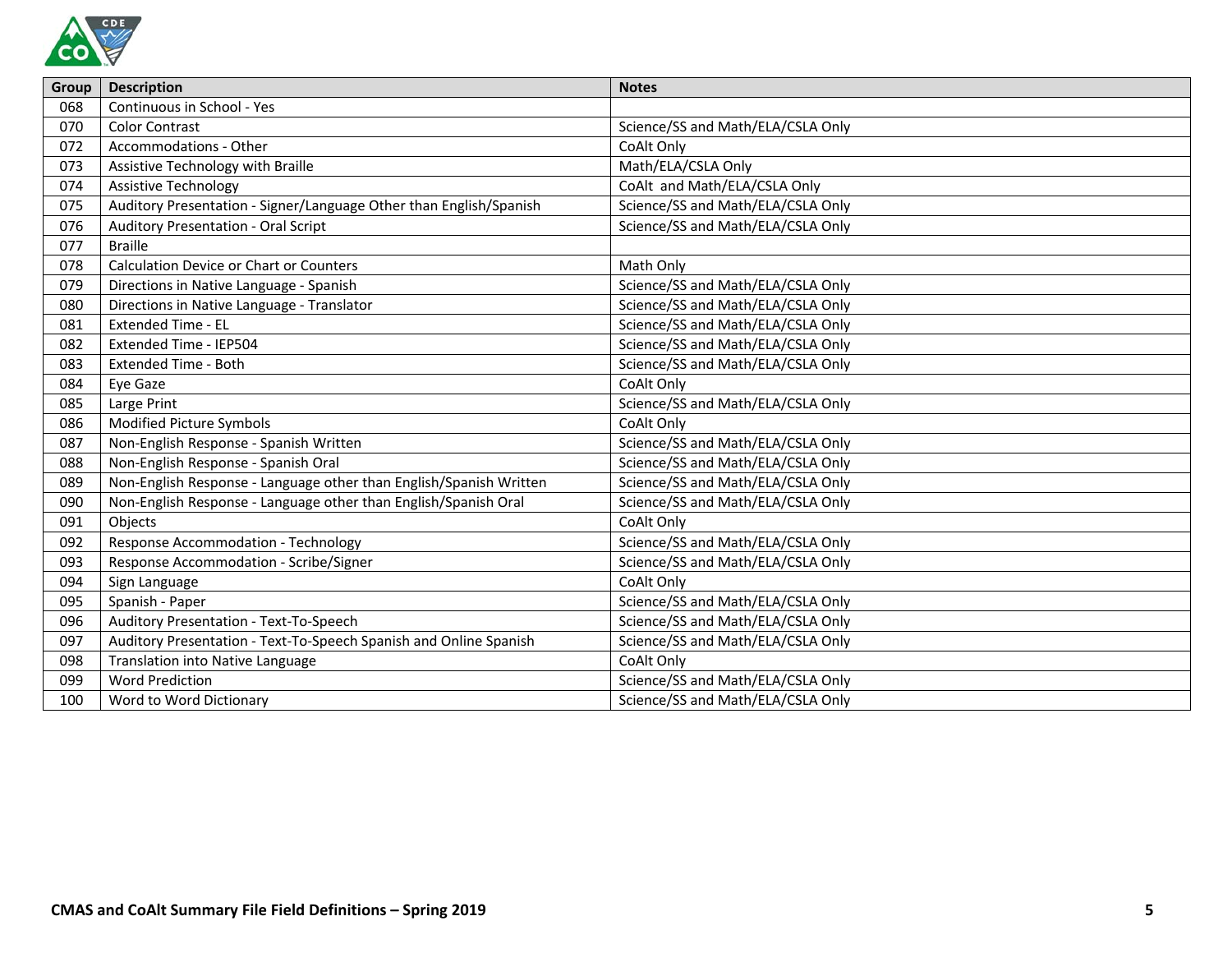| Group | Description | Notes |
|---|---|---|
| 068 | Continuous in School - Yes | |
| 070 | Color Contrast | Science/SS and Math/ELA/CSLA Only |
| 072 | Accommodations - Other | CoAlt Only |
| 073 | Assistive Technology with Braille | Math/ELA/CSLA Only |
| 074 | Assistive Technology | CoAlt and Math/ELA/CSLA Only |
| 075 | Auditory Presentation - Signer/Language Other than English/Spanish | Science/SS and Math/ELA/CSLA Only |
| 076 | Auditory Presentation - Oral Script | Science/SS and Math/ELA/CSLA Only |
| 077 | Braille | |
| 078 | Calculation Device or Chart or Counters | Math Only |
| 079 | Directions in Native Language - Spanish | Science/SS and Math/ELA/CSLA Only |
| 080 | Directions in Native Language - Translator | Science/SS and Math/ELA/CSLA Only |
| 081 | Extended Time - EL | Science/SS and Math/ELA/CSLA Only |
| 082 | Extended Time - IEP504 | Science/SS and Math/ELA/CSLA Only |
| 083 | Extended Time - Both | Science/SS and Math/ELA/CSLA Only |
| 084 | Eye Gaze | CoAlt Only |
| 085 | Large Print | Science/SS and Math/ELA/CSLA Only |
| 086 | Modified Picture Symbols | CoAlt Only |
| 087 | Non-English Response - Spanish Written | Science/SS and Math/ELA/CSLA Only |
| 088 | Non-English Response - Spanish Oral | Science/SS and Math/ELA/CSLA Only |
| 089 | Non-English Response - Language other than English/Spanish Written | Science/SS and Math/ELA/CSLA Only |
| 090 | Non-English Response - Language other than English/Spanish Oral | Science/SS and Math/ELA/CSLA Only |
| 091 | Objects | CoAlt Only |
| 092 | Response Accommodation - Technology | Science/SS and Math/ELA/CSLA Only |
| 093 | Response Accommodation - Scribe/Signer | Science/SS and Math/ELA/CSLA Only |
| 094 | Sign Language | CoAlt Only |
| 095 | Spanish - Paper | Science/SS and Math/ELA/CSLA Only |
| 096 | Auditory Presentation - Text-To-Speech | Science/SS and Math/ELA/CSLA Only |
| 097 | Auditory Presentation - Text-To-Speech Spanish and Online Spanish | Science/SS and Math/ELA/CSLA Only |
| 098 | Translation into Native Language | CoAlt Only |
| 099 | Word Prediction | Science/SS and Math/ELA/CSLA Only |
| 100 | Word to Word Dictionary | Science/SS and Math/ELA/CSLA Only |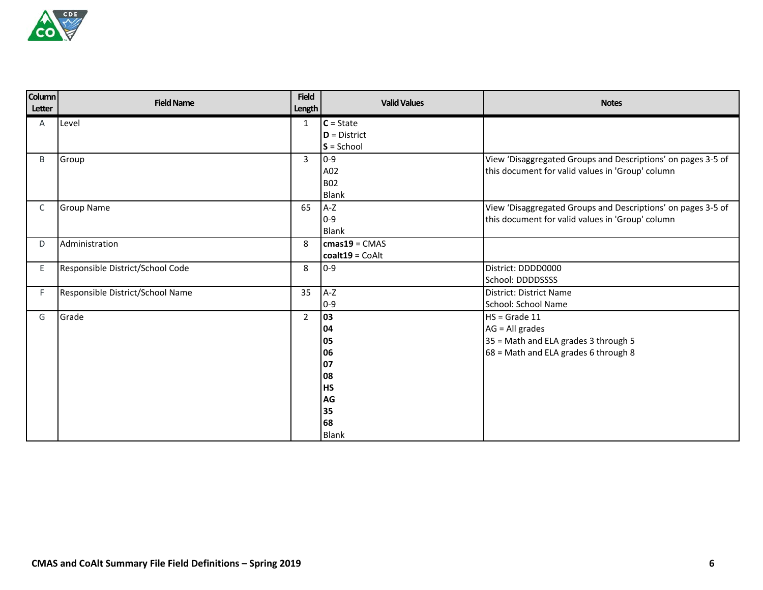| Column Letter | Field Name | Field Length | Valid Values | Notes |
|---|---|---|---|---|
| A | Level | 1 | **C** = State<br>**D** = District<br>**S** = School | |
| B | Group | 3 | 0-9<br>A02<br>B02<br>Blank | View 'Disaggregated Groups and Descriptions' on pages 3-5 of this document for valid values in 'Group' column |
| C | Group Name | 65 | A-Z<br>0-9<br>Blank | View 'Disaggregated Groups and Descriptions' on pages 3-5 of this document for valid values in 'Group' column |
| D | Administration | 8 | **cmas19** = CMAS<br>**coalt19** = CoAlt | |
| E | Responsible District/School Code | 8 | 0-9 | District: DDDD0000<br>School: DDDDSSSS |
| F | Responsible District/School Name | 35 | A-Z<br>0-9 | District: District Name<br>School: School Name |
| G | Grade | 2 | **03**<br>**04**<br>**05**<br>**06**<br>**07**<br>**08**<br>**HS**<br>**AG**<br>**35**<br>**68**<br>Blank | HS = Grade 11<br>AG = All grades<br>35 = Math and ELA grades 3 through 5<br>68 = Math and ELA grades 6 through 8 |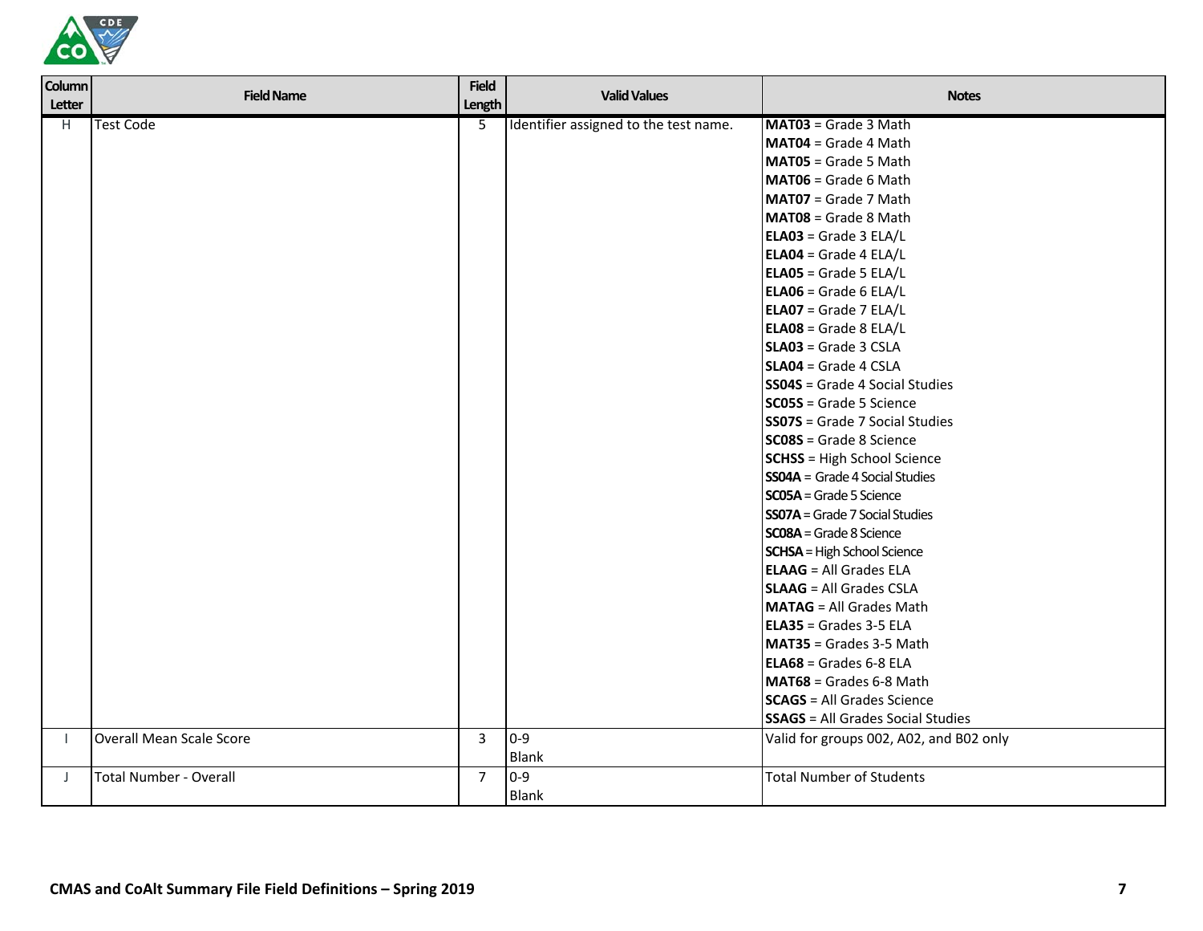| Column Letter | Field Name | Field Length | Valid Values | Notes |
|---|---|---|---|---|
| H | Test Code | 5 | Identifier assigned to the test name. | **MAT03** = Grade 3 Math<br>**MAT04** = Grade 4 Math<br>**MAT05** = Grade 5 Math<br>**MAT06** = Grade 6 Math<br>**MAT07** = Grade 7 Math<br>**MAT08** = Grade 8 Math<br>**ELA03** = Grade 3 ELA/L<br>**ELA04** = Grade 4 ELA/L<br>**ELA05** = Grade 5 ELA/L<br>**ELA06** = Grade 6 ELA/L<br>**ELA07** = Grade 7 ELA/L<br>**ELA08** = Grade 8 ELA/L<br>**SLA03** = Grade 3 CSLA<br>**SLA04** = Grade 4 CSLA<br>**SS04S** = Grade 4 Social Studies<br>**SC05S** = Grade 5 Science<br>**SS07S** = Grade 7 Social Studies<br>**SC08S** = Grade 8 Science<br>**SCHSS** = High School Science<br>**SS04A** = Grade 4 Social Studies<br>**SC05A** = Grade 5 Science<br>**SS07A** = Grade 7 Social Studies<br>**SC08A** = Grade 8 Science<br>**SCHSA** = High School Science<br>**ELAAG** = All Grades ELA<br>**SLAAG** = All Grades CSLA<br>**MATAG** = All Grades Math<br>**ELA35** = Grades 3-5 ELA<br>**MAT35** = Grades 3-5 Math<br>**ELA68** = Grades 6-8 ELA<br>**MAT68** = Grades 6-8 Math<br>**SCAGS** = All Grades Science<br>**SSAGS** = All Grades Social Studies |
| I | Overall Mean Scale Score | 3 | 0-9<br>Blank | Valid for groups 002, A02, and B02 only |
| J | Total Number - Overall | 7 | 0-9<br>Blank | Total Number of Students |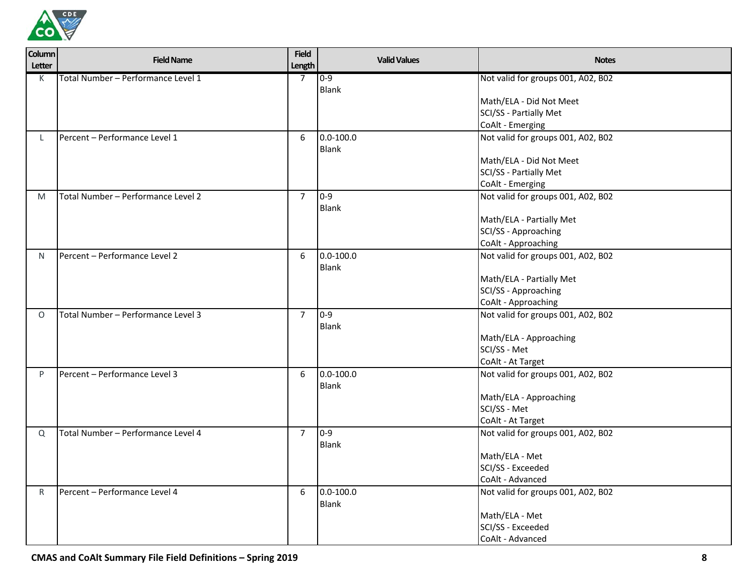| Column Letter | Field Name | Field Length | Valid Values | Notes |
|---|---|---|---|---|
| K | Total Number – Performance Level 1 | 7 | 0-9<br>Blank | Not valid for groups 001, A02, B02<br><br>Math/ELA - Did Not Meet<br>SCI/SS - Partially Met<br>CoAlt - Emerging |
| L | Percent – Performance Level 1 | 6 | 0.0-100.0<br>Blank | Not valid for groups 001, A02, B02<br><br>Math/ELA - Did Not Meet<br>SCI/SS - Partially Met<br>CoAlt - Emerging |
| M | Total Number – Performance Level 2 | 7 | 0-9<br>Blank | Not valid for groups 001, A02, B02<br><br>Math/ELA - Partially Met<br>SCI/SS - Approaching<br>CoAlt - Approaching |
| N | Percent – Performance Level 2 | 6 | 0.0-100.0<br>Blank | Not valid for groups 001, A02, B02<br><br>Math/ELA - Partially Met<br>SCI/SS - Approaching<br>CoAlt - Approaching |
| O | Total Number – Performance Level 3 | 7 | 0-9<br>Blank | Not valid for groups 001, A02, B02<br><br>Math/ELA - Approaching<br>SCI/SS - Met<br>CoAlt - At Target |
| P | Percent – Performance Level 3 | 6 | 0.0-100.0<br>Blank | Not valid for groups 001, A02, B02<br><br>Math/ELA - Approaching<br>SCI/SS - Met<br>CoAlt - At Target |
| Q | Total Number – Performance Level 4 | 7 | 0-9<br>Blank | Not valid for groups 001, A02, B02<br><br>Math/ELA - Met<br>SCI/SS - Exceeded<br>CoAlt - Advanced |
| R | Percent – Performance Level 4 | 6 | 0.0-100.0<br>Blank | Not valid for groups 001, A02, B02<br><br>Math/ELA - Met<br>SCI/SS - Exceeded<br>CoAlt - Advanced |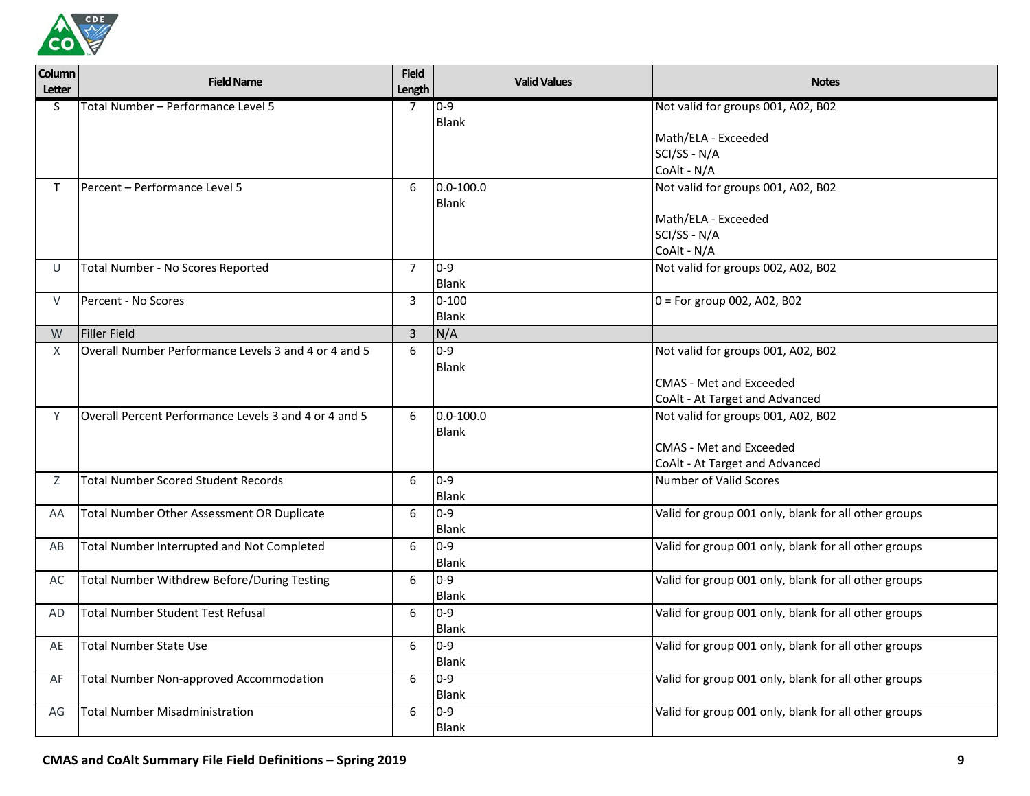| Column Letter | Field Name | Field Length | Valid Values | Notes |
|---|---|---|---|---|
| S | Total Number – Performance Level 5 | 7 | 0-9<br>Blank | Not valid for groups 001, A02, B02<br><br>Math/ELA - Exceeded<br>SCI/SS - N/A<br>CoAlt - N/A |
| T | Percent – Performance Level 5 | 6 | 0.0-100.0<br>Blank | Not valid for groups 001, A02, B02<br><br>Math/ELA - Exceeded<br>SCI/SS - N/A<br>CoAlt - N/A |
| U | Total Number - No Scores Reported | 7 | 0-9<br>Blank | Not valid for groups 002, A02, B02 |
| V | Percent - No Scores | 3 | 0-100<br>Blank | 0 = For group 002, A02, B02 |
| W | Filler Field | 3 | N/A | |
| X | Overall Number Performance Levels 3 and 4 or 4 and 5 | 6 | 0-9<br>Blank | Not valid for groups 001, A02, B02<br><br>CMAS - Met and Exceeded<br>CoAlt - At Target and Advanced |
| Y | Overall Percent Performance Levels 3 and 4 or 4 and 5 | 6 | 0.0-100.0<br>Blank | Not valid for groups 001, A02, B02<br><br>CMAS - Met and Exceeded<br>CoAlt - At Target and Advanced |
| Z | Total Number Scored Student Records | 6 | 0-9<br>Blank | Number of Valid Scores |
| AA | Total Number Other Assessment OR Duplicate | 6 | 0-9<br>Blank | Valid for group 001 only, blank for all other groups |
| AB | Total Number Interrupted and Not Completed | 6 | 0-9<br>Blank | Valid for group 001 only, blank for all other groups |
| AC | Total Number Withdrew Before/During Testing | 6 | 0-9<br>Blank | Valid for group 001 only, blank for all other groups |
| AD | Total Number Student Test Refusal | 6 | 0-9<br>Blank | Valid for group 001 only, blank for all other groups |
| AE | Total Number State Use | 6 | 0-9<br>Blank | Valid for group 001 only, blank for all other groups |
| AF | Total Number Non-approved Accommodation | 6 | 0-9<br>Blank | Valid for group 001 only, blank for all other groups |
| AG | Total Number Misadministration | 6 | 0-9<br>Blank | Valid for group 001 only, blank for all other groups |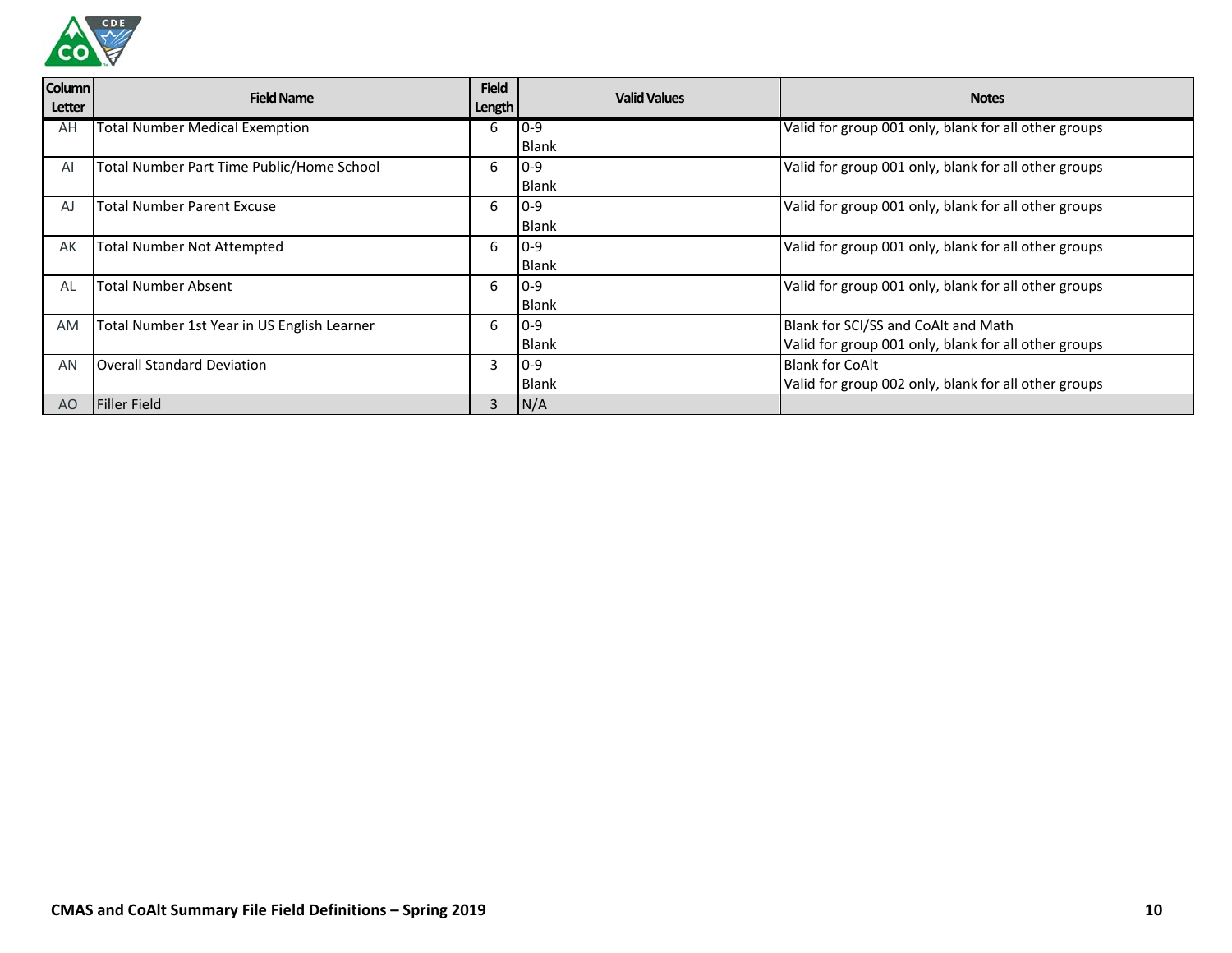| Column Letter | Field Name | Field Length | Valid Values | Notes |
|---|---|---|---|---|
| AH | Total Number Medical Exemption | 6 | 0-9<br>Blank | Valid for group 001 only, blank for all other groups |
| AI | Total Number Part Time Public/Home School | 6 | 0-9<br>Blank | Valid for group 001 only, blank for all other groups |
| AJ | Total Number Parent Excuse | 6 | 0-9<br>Blank | Valid for group 001 only, blank for all other groups |
| AK | Total Number Not Attempted | 6 | 0-9<br>Blank | Valid for group 001 only, blank for all other groups |
| AL | Total Number Absent | 6 | 0-9<br>Blank | Valid for group 001 only, blank for all other groups |
| AM | Total Number 1st Year in US English Learner | 6 | 0-9<br>Blank | Blank for SCI/SS and CoAlt and Math<br>Valid for group 001 only, blank for all other groups |
| AN | Overall Standard Deviation | 3 | 0-9<br>Blank | Blank for CoAlt<br>Valid for group 002 only, blank for all other groups |
| AO | Filler Field | 3 | N/A | |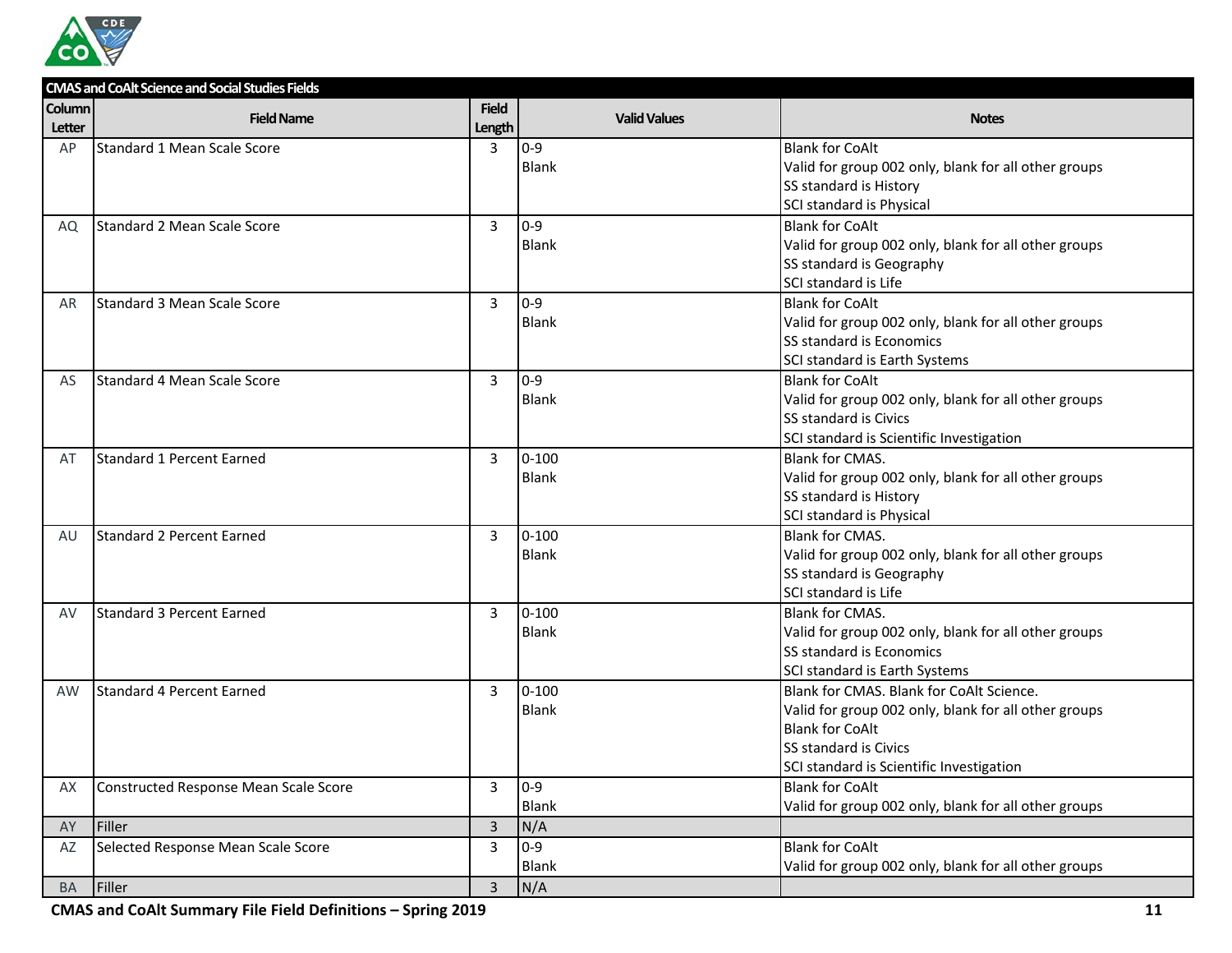| CMAS and CoAlt Science and Social Studies Fields | | | | |
|---|---|---|---|---|
| Column Letter | Field Name | Field Length | Valid Values | Notes |
| AP | Standard 1 Mean Scale Score | 3 | 0-9<br>Blank | Blank for CoAlt<br>Valid for group 002 only, blank for all other groups<br>SS standard is History<br>SCI standard is Physical |
| AQ | Standard 2 Mean Scale Score | 3 | 0-9<br>Blank | Blank for CoAlt<br>Valid for group 002 only, blank for all other groups<br>SS standard is Geography<br>SCI standard is Life |
| AR | Standard 3 Mean Scale Score | 3 | 0-9<br>Blank | Blank for CoAlt<br>Valid for group 002 only, blank for all other groups<br>SS standard is Economics<br>SCI standard is Earth Systems |
| AS | Standard 4 Mean Scale Score | 3 | 0-9<br>Blank | Blank for CoAlt<br>Valid for group 002 only, blank for all other groups<br>SS standard is Civics<br>SCI standard is Scientific Investigation |
| AT | Standard 1 Percent Earned | 3 | 0-100<br>Blank | Blank for CMAS.<br>Valid for group 002 only, blank for all other groups<br>SS standard is History<br>SCI standard is Physical |
| AU | Standard 2 Percent Earned | 3 | 0-100<br>Blank | Blank for CMAS.<br>Valid for group 002 only, blank for all other groups<br>SS standard is Geography<br>SCI standard is Life |
| AV | Standard 3 Percent Earned | 3 | 0-100<br>Blank | Blank for CMAS.<br>Valid for group 002 only, blank for all other groups<br>SS standard is Economics<br>SCI standard is Earth Systems |
| AW | Standard 4 Percent Earned | 3 | 0-100<br>Blank | Blank for CMAS. Blank for CoAlt Science.<br>Valid for group 002 only, blank for all other groups<br>Blank for CoAlt<br>SS standard is Civics<br>SCI standard is Scientific Investigation |
| AX | Constructed Response Mean Scale Score | 3 | 0-9<br>Blank | Blank for CoAlt<br>Valid for group 002 only, blank for all other groups |
| AY | Filler | 3 | N/A | |
| AZ | Selected Response Mean Scale Score | 3 | 0-9<br>Blank | Blank for CoAlt<br>Valid for group 002 only, blank for all other groups |
| BA | Filler | 3 | N/A | |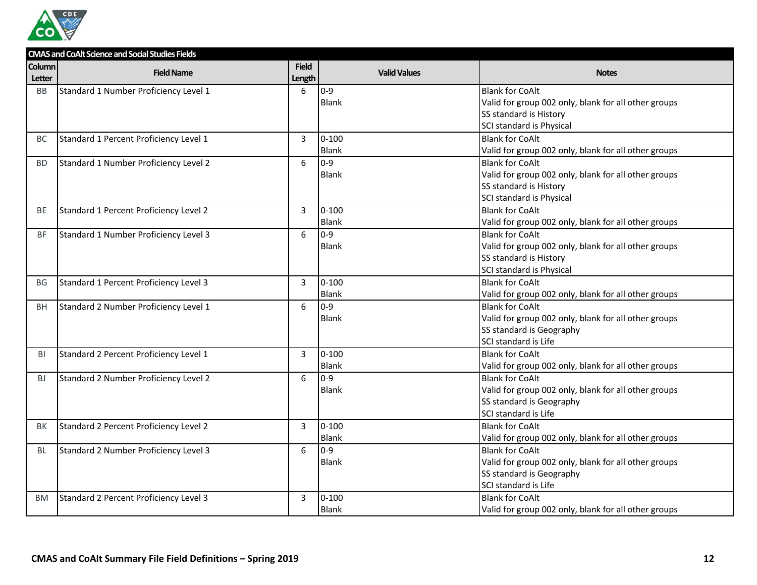| CMAS and CoAlt Science and Social Studies Fields | | | | |
|---|---|---|---|---|
| **Column Letter** | **Field Name** | **Field Length** | **Valid Values** | **Notes** |
| BB | Standard 1 Number Proficiency Level 1 | 6 | 0-9<br>Blank | Blank for CoAlt<br>Valid for group 002 only, blank for all other groups<br>SS standard is History<br>SCI standard is Physical |
| BC | Standard 1 Percent Proficiency Level 1 | 3 | 0-100<br>Blank | Blank for CoAlt<br>Valid for group 002 only, blank for all other groups |
| BD | Standard 1 Number Proficiency Level 2 | 6 | 0-9<br>Blank | Blank for CoAlt<br>Valid for group 002 only, blank for all other groups<br>SS standard is History<br>SCI standard is Physical |
| BE | Standard 1 Percent Proficiency Level 2 | 3 | 0-100<br>Blank | Blank for CoAlt<br>Valid for group 002 only, blank for all other groups |
| BF | Standard 1 Number Proficiency Level 3 | 6 | 0-9<br>Blank | Blank for CoAlt<br>Valid for group 002 only, blank for all other groups<br>SS standard is History<br>SCI standard is Physical |
| BG | Standard 1 Percent Proficiency Level 3 | 3 | 0-100<br>Blank | Blank for CoAlt<br>Valid for group 002 only, blank for all other groups |
| BH | Standard 2 Number Proficiency Level 1 | 6 | 0-9<br>Blank | Blank for CoAlt<br>Valid for group 002 only, blank for all other groups<br>SS standard is Geography<br>SCI standard is Life |
| BI | Standard 2 Percent Proficiency Level 1 | 3 | 0-100<br>Blank | Blank for CoAlt<br>Valid for group 002 only, blank for all other groups |
| BJ | Standard 2 Number Proficiency Level 2 | 6 | 0-9<br>Blank | Blank for CoAlt<br>Valid for group 002 only, blank for all other groups<br>SS standard is Geography<br>SCI standard is Life |
| BK | Standard 2 Percent Proficiency Level 2 | 3 | 0-100<br>Blank | Blank for CoAlt<br>Valid for group 002 only, blank for all other groups |
| BL | Standard 2 Number Proficiency Level 3 | 6 | 0-9<br>Blank | Blank for CoAlt<br>Valid for group 002 only, blank for all other groups<br>SS standard is Geography<br>SCI standard is Life |
| BM | Standard 2 Percent Proficiency Level 3 | 3 | 0-100<br>Blank | Blank for CoAlt<br>Valid for group 002 only, blank for all other groups |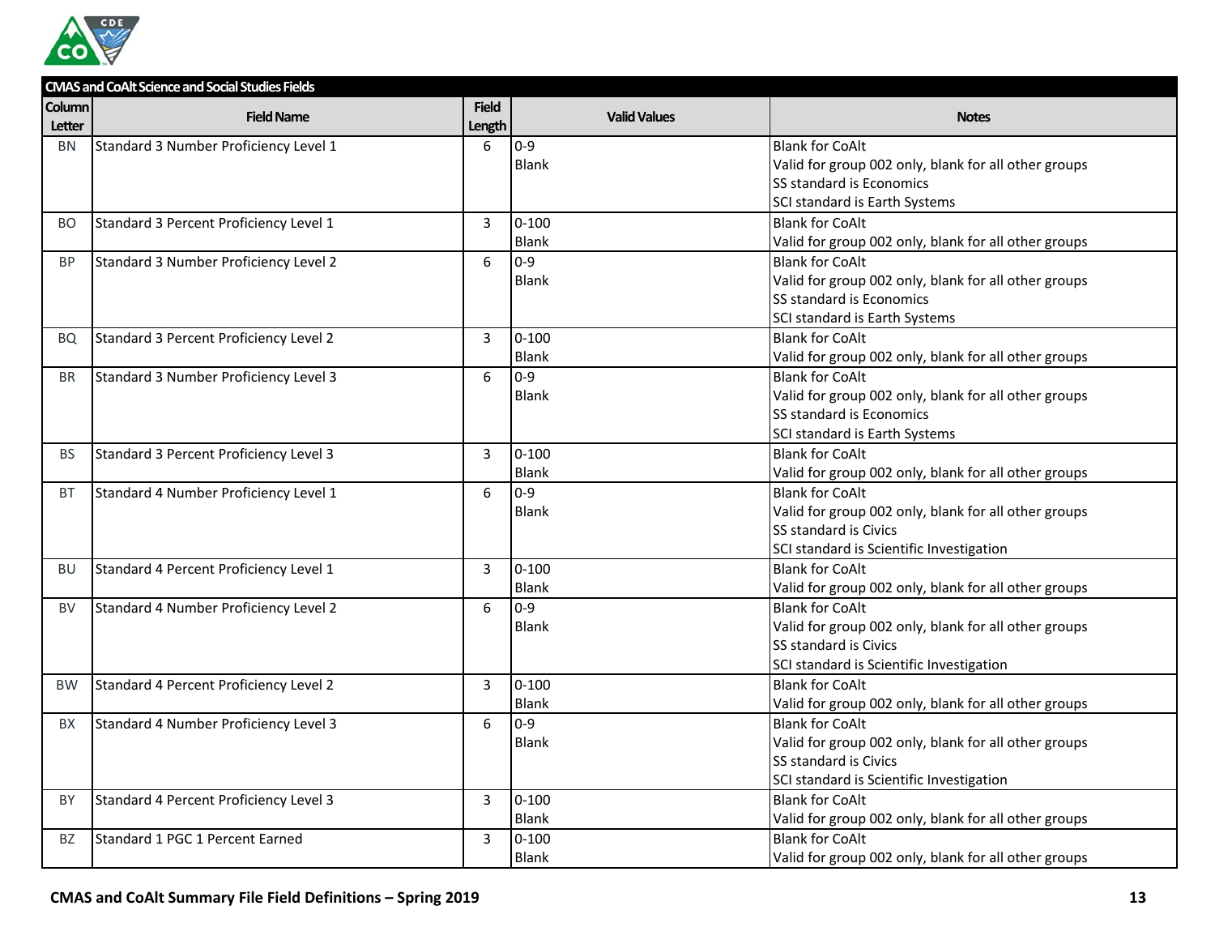| CMAS and CoAlt Science and Social Studies Fields | | | | |
|---|---|---|---|---|
| Column Letter | Field Name | Field Length | Valid Values | Notes |
| BN | Standard 3 Number Proficiency Level 1 | 6 | 0-9<br>Blank | Blank for CoAlt<br>Valid for group 002 only, blank for all other groups<br>SS standard is Economics<br>SCI standard is Earth Systems |
| BO | Standard 3 Percent Proficiency Level 1 | 3 | 0-100<br>Blank | Blank for CoAlt<br>Valid for group 002 only, blank for all other groups |
| BP | Standard 3 Number Proficiency Level 2 | 6 | 0-9<br>Blank | Blank for CoAlt<br>Valid for group 002 only, blank for all other groups<br>SS standard is Economics<br>SCI standard is Earth Systems |
| BQ | Standard 3 Percent Proficiency Level 2 | 3 | 0-100<br>Blank | Blank for CoAlt<br>Valid for group 002 only, blank for all other groups |
| BR | Standard 3 Number Proficiency Level 3 | 6 | 0-9<br>Blank | Blank for CoAlt<br>Valid for group 002 only, blank for all other groups<br>SS standard is Economics<br>SCI standard is Earth Systems |
| BS | Standard 3 Percent Proficiency Level 3 | 3 | 0-100<br>Blank | Blank for CoAlt<br>Valid for group 002 only, blank for all other groups |
| BT | Standard 4 Number Proficiency Level 1 | 6 | 0-9<br>Blank | Blank for CoAlt<br>Valid for group 002 only, blank for all other groups<br>SS standard is Civics<br>SCI standard is Scientific Investigation |
| BU | Standard 4 Percent Proficiency Level 1 | 3 | 0-100<br>Blank | Blank for CoAlt<br>Valid for group 002 only, blank for all other groups |
| BV | Standard 4 Number Proficiency Level 2 | 6 | 0-9<br>Blank | Blank for CoAlt<br>Valid for group 002 only, blank for all other groups<br>SS standard is Civics<br>SCI standard is Scientific Investigation |
| BW | Standard 4 Percent Proficiency Level 2 | 3 | 0-100<br>Blank | Blank for CoAlt<br>Valid for group 002 only, blank for all other groups |
| BX | Standard 4 Number Proficiency Level 3 | 6 | 0-9<br>Blank | Blank for CoAlt<br>Valid for group 002 only, blank for all other groups<br>SS standard is Civics<br>SCI standard is Scientific Investigation |
| BY | Standard 4 Percent Proficiency Level 3 | 3 | 0-100<br>Blank | Blank for CoAlt<br>Valid for group 002 only, blank for all other groups |
| BZ | Standard 1 PGC 1 Percent Earned | 3 | 0-100<br>Blank | Blank for CoAlt<br>Valid for group 002 only, blank for all other groups |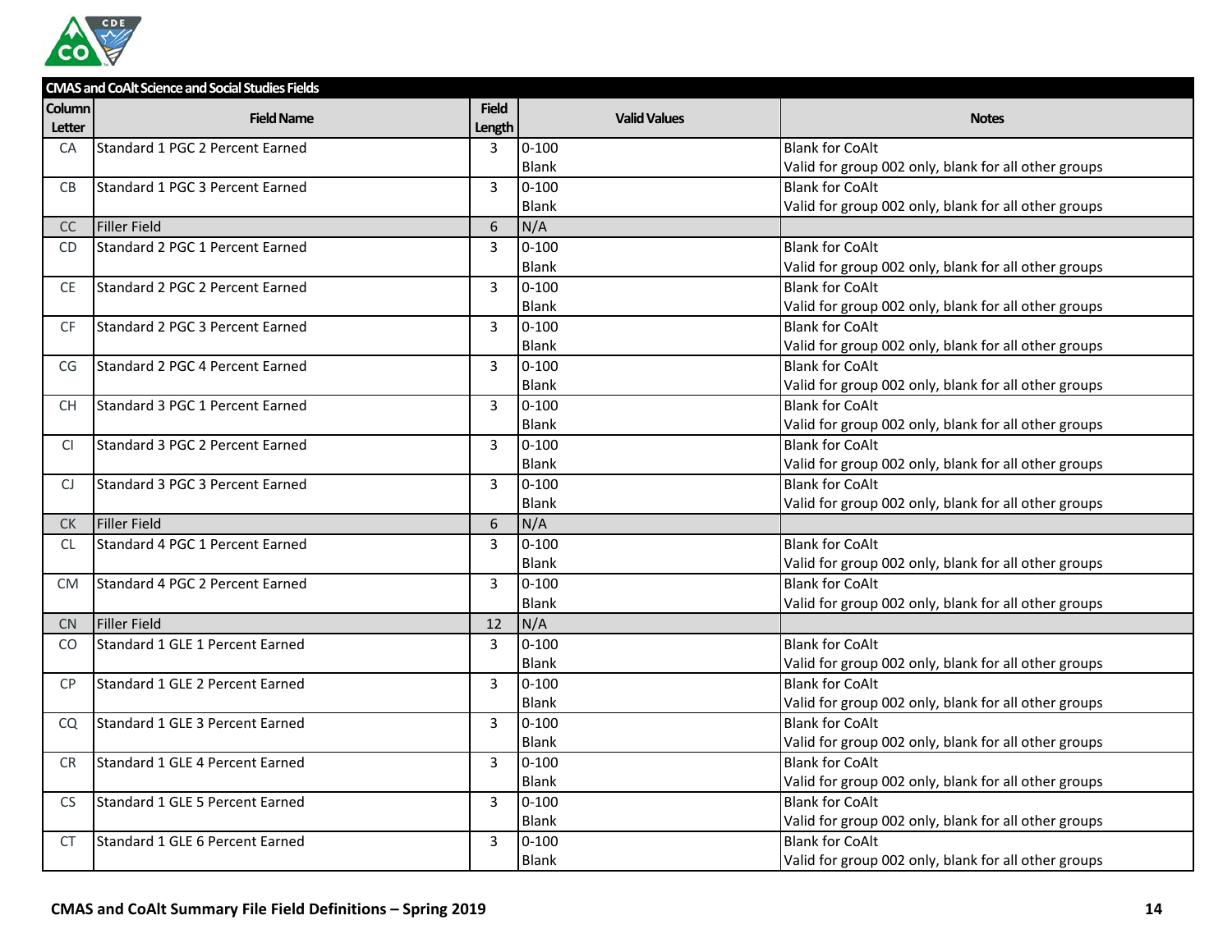| CMAS and CoAlt Science and Social Studies Fields | | | | |
|---|---|---|---|---|
| **Column Letter** | **Field Name** | **Field Length** | **Valid Values** | **Notes** |
| CA | Standard 1 PGC 2 Percent Earned | 3 | 0-100<br>Blank | Blank for CoAlt<br>Valid for group 002 only, blank for all other groups |
| CB | Standard 1 PGC 3 Percent Earned | 3 | 0-100<br>Blank | Blank for CoAlt<br>Valid for group 002 only, blank for all other groups |
| CC | Filler Field | 6 | N/A | |
| CD | Standard 2 PGC 1 Percent Earned | 3 | 0-100<br>Blank | Blank for CoAlt<br>Valid for group 002 only, blank for all other groups |
| CE | Standard 2 PGC 2 Percent Earned | 3 | 0-100<br>Blank | Blank for CoAlt<br>Valid for group 002 only, blank for all other groups |
| CF | Standard 2 PGC 3 Percent Earned | 3 | 0-100<br>Blank | Blank for CoAlt<br>Valid for group 002 only, blank for all other groups |
| CG | Standard 2 PGC 4 Percent Earned | 3 | 0-100<br>Blank | Blank for CoAlt<br>Valid for group 002 only, blank for all other groups |
| CH | Standard 3 PGC 1 Percent Earned | 3 | 0-100<br>Blank | Blank for CoAlt<br>Valid for group 002 only, blank for all other groups |
| CI | Standard 3 PGC 2 Percent Earned | 3 | 0-100<br>Blank | Blank for CoAlt<br>Valid for group 002 only, blank for all other groups |
| CJ | Standard 3 PGC 3 Percent Earned | 3 | 0-100<br>Blank | Blank for CoAlt<br>Valid for group 002 only, blank for all other groups |
| CK | Filler Field | 6 | N/A | |
| CL | Standard 4 PGC 1 Percent Earned | 3 | 0-100<br>Blank | Blank for CoAlt<br>Valid for group 002 only, blank for all other groups |
| CM | Standard 4 PGC 2 Percent Earned | 3 | 0-100<br>Blank | Blank for CoAlt<br>Valid for group 002 only, blank for all other groups |
| CN | Filler Field | 12 | N/A | |
| CO | Standard 1 GLE 1 Percent Earned | 3 | 0-100<br>Blank | Blank for CoAlt<br>Valid for group 002 only, blank for all other groups |
| CP | Standard 1 GLE 2 Percent Earned | 3 | 0-100<br>Blank | Blank for CoAlt<br>Valid for group 002 only, blank for all other groups |
| CQ | Standard 1 GLE 3 Percent Earned | 3 | 0-100<br>Blank | Blank for CoAlt<br>Valid for group 002 only, blank for all other groups |
| CR | Standard 1 GLE 4 Percent Earned | 3 | 0-100<br>Blank | Blank for CoAlt<br>Valid for group 002 only, blank for all other groups |
| CS | Standard 1 GLE 5 Percent Earned | 3 | 0-100<br>Blank | Blank for CoAlt<br>Valid for group 002 only, blank for all other groups |
| CT | Standard 1 GLE 6 Percent Earned | 3 | 0-100<br>Blank | Blank for CoAlt<br>Valid for group 002 only, blank for all other groups |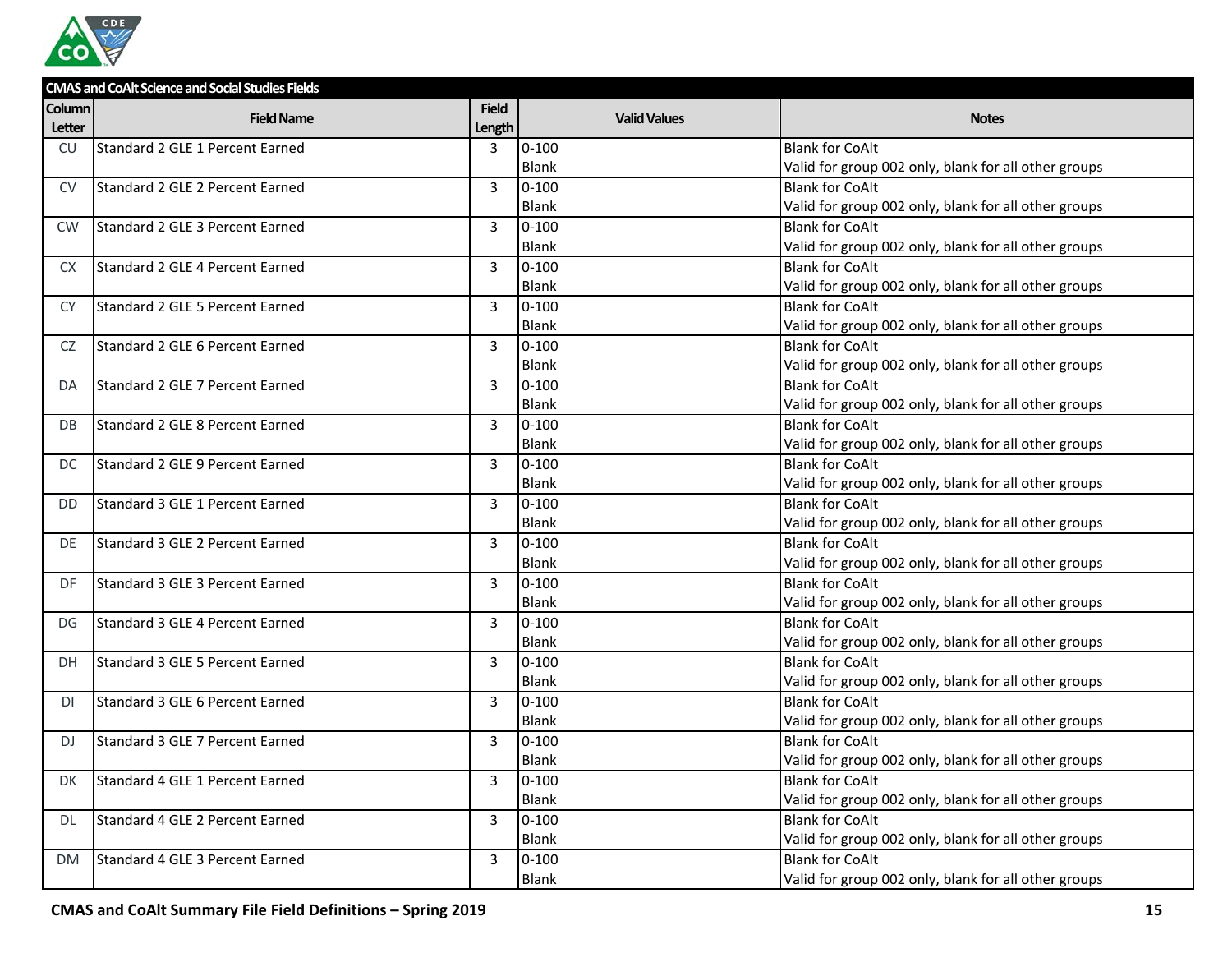| CMAS and CoAlt Science and Social Studies Fields | | | | |
|---|---|---|---|---|
| Column Letter | Field Name | Field Length | Valid Values | Notes |
| CU | Standard 2 GLE 1 Percent Earned | 3 | 0-100<br>Blank | Blank for CoAlt<br>Valid for group 002 only, blank for all other groups |
| CV | Standard 2 GLE 2 Percent Earned | 3 | 0-100<br>Blank | Blank for CoAlt<br>Valid for group 002 only, blank for all other groups |
| CW | Standard 2 GLE 3 Percent Earned | 3 | 0-100<br>Blank | Blank for CoAlt<br>Valid for group 002 only, blank for all other groups |
| CX | Standard 2 GLE 4 Percent Earned | 3 | 0-100<br>Blank | Blank for CoAlt<br>Valid for group 002 only, blank for all other groups |
| CY | Standard 2 GLE 5 Percent Earned | 3 | 0-100<br>Blank | Blank for CoAlt<br>Valid for group 002 only, blank for all other groups |
| CZ | Standard 2 GLE 6 Percent Earned | 3 | 0-100<br>Blank | Blank for CoAlt<br>Valid for group 002 only, blank for all other groups |
| DA | Standard 2 GLE 7 Percent Earned | 3 | 0-100<br>Blank | Blank for CoAlt<br>Valid for group 002 only, blank for all other groups |
| DB | Standard 2 GLE 8 Percent Earned | 3 | 0-100<br>Blank | Blank for CoAlt<br>Valid for group 002 only, blank for all other groups |
| DC | Standard 2 GLE 9 Percent Earned | 3 | 0-100<br>Blank | Blank for CoAlt<br>Valid for group 002 only, blank for all other groups |
| DD | Standard 3 GLE 1 Percent Earned | 3 | 0-100<br>Blank | Blank for CoAlt<br>Valid for group 002 only, blank for all other groups |
| DE | Standard 3 GLE 2 Percent Earned | 3 | 0-100<br>Blank | Blank for CoAlt<br>Valid for group 002 only, blank for all other groups |
| DF | Standard 3 GLE 3 Percent Earned | 3 | 0-100<br>Blank | Blank for CoAlt<br>Valid for group 002 only, blank for all other groups |
| DG | Standard 3 GLE 4 Percent Earned | 3 | 0-100<br>Blank | Blank for CoAlt<br>Valid for group 002 only, blank for all other groups |
| DH | Standard 3 GLE 5 Percent Earned | 3 | 0-100<br>Blank | Blank for CoAlt<br>Valid for group 002 only, blank for all other groups |
| DI | Standard 3 GLE 6 Percent Earned | 3 | 0-100<br>Blank | Blank for CoAlt<br>Valid for group 002 only, blank for all other groups |
| DJ | Standard 3 GLE 7 Percent Earned | 3 | 0-100<br>Blank | Blank for CoAlt<br>Valid for group 002 only, blank for all other groups |
| DK | Standard 4 GLE 1 Percent Earned | 3 | 0-100<br>Blank | Blank for CoAlt<br>Valid for group 002 only, blank for all other groups |
| DL | Standard 4 GLE 2 Percent Earned | 3 | 0-100<br>Blank | Blank for CoAlt<br>Valid for group 002 only, blank for all other groups |
| DM | Standard 4 GLE 3 Percent Earned | 3 | 0-100<br>Blank | Blank for CoAlt<br>Valid for group 002 only, blank for all other groups |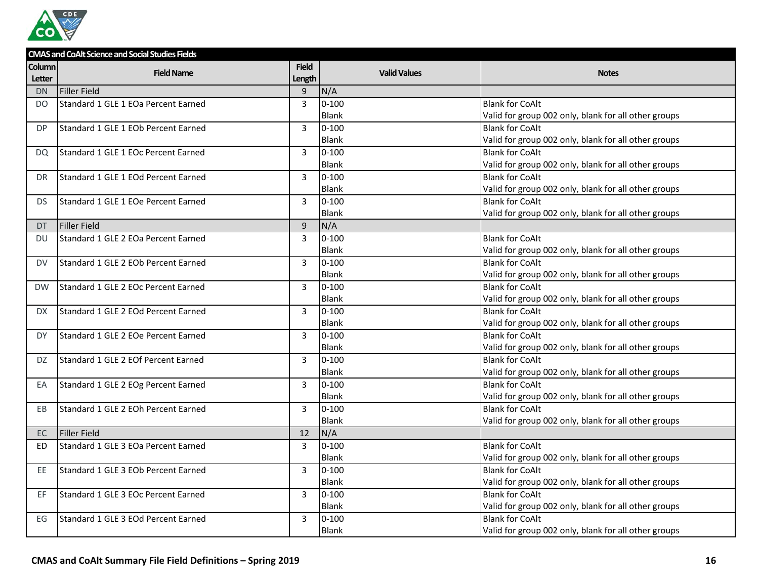| CMAS and CoAlt Science and Social Studies Fields | | | | |
|---|---|---|---|---|
| Column Letter | Field Name | Field Length | Valid Values | Notes |
| DN | Filler Field | 9 | N/A | |
| DO | Standard 1 GLE 1 EOa Percent Earned | 3 | 0-100<br>Blank | Blank for CoAlt<br>Valid for group 002 only, blank for all other groups |
| DP | Standard 1 GLE 1 EOb Percent Earned | 3 | 0-100<br>Blank | Blank for CoAlt<br>Valid for group 002 only, blank for all other groups |
| DQ | Standard 1 GLE 1 EOc Percent Earned | 3 | 0-100<br>Blank | Blank for CoAlt<br>Valid for group 002 only, blank for all other groups |
| DR | Standard 1 GLE 1 EOd Percent Earned | 3 | 0-100<br>Blank | Blank for CoAlt<br>Valid for group 002 only, blank for all other groups |
| DS | Standard 1 GLE 1 EOe Percent Earned | 3 | 0-100<br>Blank | Blank for CoAlt<br>Valid for group 002 only, blank for all other groups |
| DT | Filler Field | 9 | N/A | |
| DU | Standard 1 GLE 2 EOa Percent Earned | 3 | 0-100<br>Blank | Blank for CoAlt<br>Valid for group 002 only, blank for all other groups |
| DV | Standard 1 GLE 2 EOb Percent Earned | 3 | 0-100<br>Blank | Blank for CoAlt<br>Valid for group 002 only, blank for all other groups |
| DW | Standard 1 GLE 2 EOc Percent Earned | 3 | 0-100<br>Blank | Blank for CoAlt<br>Valid for group 002 only, blank for all other groups |
| DX | Standard 1 GLE 2 EOd Percent Earned | 3 | 0-100<br>Blank | Blank for CoAlt<br>Valid for group 002 only, blank for all other groups |
| DY | Standard 1 GLE 2 EOe Percent Earned | 3 | 0-100<br>Blank | Blank for CoAlt<br>Valid for group 002 only, blank for all other groups |
| DZ | Standard 1 GLE 2 EOf Percent Earned | 3 | 0-100<br>Blank | Blank for CoAlt<br>Valid for group 002 only, blank for all other groups |
| EA | Standard 1 GLE 2 EOg Percent Earned | 3 | 0-100<br>Blank | Blank for CoAlt<br>Valid for group 002 only, blank for all other groups |
| EB | Standard 1 GLE 2 EOh Percent Earned | 3 | 0-100<br>Blank | Blank for CoAlt<br>Valid for group 002 only, blank for all other groups |
| EC | Filler Field | 12 | N/A | |
| ED | Standard 1 GLE 3 EOa Percent Earned | 3 | 0-100<br>Blank | Blank for CoAlt<br>Valid for group 002 only, blank for all other groups |
| EE | Standard 1 GLE 3 EOb Percent Earned | 3 | 0-100<br>Blank | Blank for CoAlt<br>Valid for group 002 only, blank for all other groups |
| EF | Standard 1 GLE 3 EOc Percent Earned | 3 | 0-100<br>Blank | Blank for CoAlt<br>Valid for group 002 only, blank for all other groups |
| EG | Standard 1 GLE 3 EOd Percent Earned | 3 | 0-100<br>Blank | Blank for CoAlt<br>Valid for group 002 only, blank for all other groups |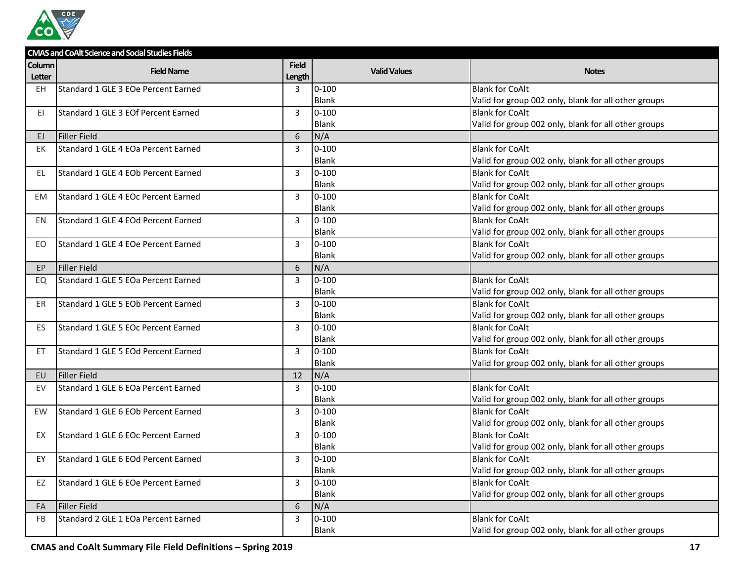| CMAS and CoAlt Science and Social Studies Fields | | | | |
|---|---|---|---|---|
| Column Letter | Field Name | Field Length | Valid Values | Notes |
| EH | Standard 1 GLE 3 EOe Percent Earned | 3 | 0-100<br>Blank | Blank for CoAlt<br>Valid for group 002 only, blank for all other groups |
| EI | Standard 1 GLE 3 EOf Percent Earned | 3 | 0-100<br>Blank | Blank for CoAlt<br>Valid for group 002 only, blank for all other groups |
| EJ | Filler Field | 6 | N/A | |
| EK | Standard 1 GLE 4 EOa Percent Earned | 3 | 0-100<br>Blank | Blank for CoAlt<br>Valid for group 002 only, blank for all other groups |
| EL | Standard 1 GLE 4 EOb Percent Earned | 3 | 0-100<br>Blank | Blank for CoAlt<br>Valid for group 002 only, blank for all other groups |
| EM | Standard 1 GLE 4 EOc Percent Earned | 3 | 0-100<br>Blank | Blank for CoAlt<br>Valid for group 002 only, blank for all other groups |
| EN | Standard 1 GLE 4 EOd Percent Earned | 3 | 0-100<br>Blank | Blank for CoAlt<br>Valid for group 002 only, blank for all other groups |
| EO | Standard 1 GLE 4 EOe Percent Earned | 3 | 0-100<br>Blank | Blank for CoAlt<br>Valid for group 002 only, blank for all other groups |
| EP | Filler Field | 6 | N/A | |
| EQ | Standard 1 GLE 5 EOa Percent Earned | 3 | 0-100<br>Blank | Blank for CoAlt<br>Valid for group 002 only, blank for all other groups |
| ER | Standard 1 GLE 5 EOb Percent Earned | 3 | 0-100<br>Blank | Blank for CoAlt<br>Valid for group 002 only, blank for all other groups |
| ES | Standard 1 GLE 5 EOc Percent Earned | 3 | 0-100<br>Blank | Blank for CoAlt<br>Valid for group 002 only, blank for all other groups |
| ET | Standard 1 GLE 5 EOd Percent Earned | 3 | 0-100<br>Blank | Blank for CoAlt<br>Valid for group 002 only, blank for all other groups |
| EU | Filler Field | 12 | N/A | |
| EV | Standard 1 GLE 6 EOa Percent Earned | 3 | 0-100<br>Blank | Blank for CoAlt<br>Valid for group 002 only, blank for all other groups |
| EW | Standard 1 GLE 6 EOb Percent Earned | 3 | 0-100<br>Blank | Blank for CoAlt<br>Valid for group 002 only, blank for all other groups |
| EX | Standard 1 GLE 6 EOc Percent Earned | 3 | 0-100<br>Blank | Blank for CoAlt<br>Valid for group 002 only, blank for all other groups |
| EY | Standard 1 GLE 6 EOd Percent Earned | 3 | 0-100<br>Blank | Blank for CoAlt<br>Valid for group 002 only, blank for all other groups |
| EZ | Standard 1 GLE 6 EOe Percent Earned | 3 | 0-100<br>Blank | Blank for CoAlt<br>Valid for group 002 only, blank for all other groups |
| FA | Filler Field | 6 | N/A | |
| FB | Standard 2 GLE 1 EOa Percent Earned | 3 | 0-100<br>Blank | Blank for CoAlt<br>Valid for group 002 only, blank for all other groups |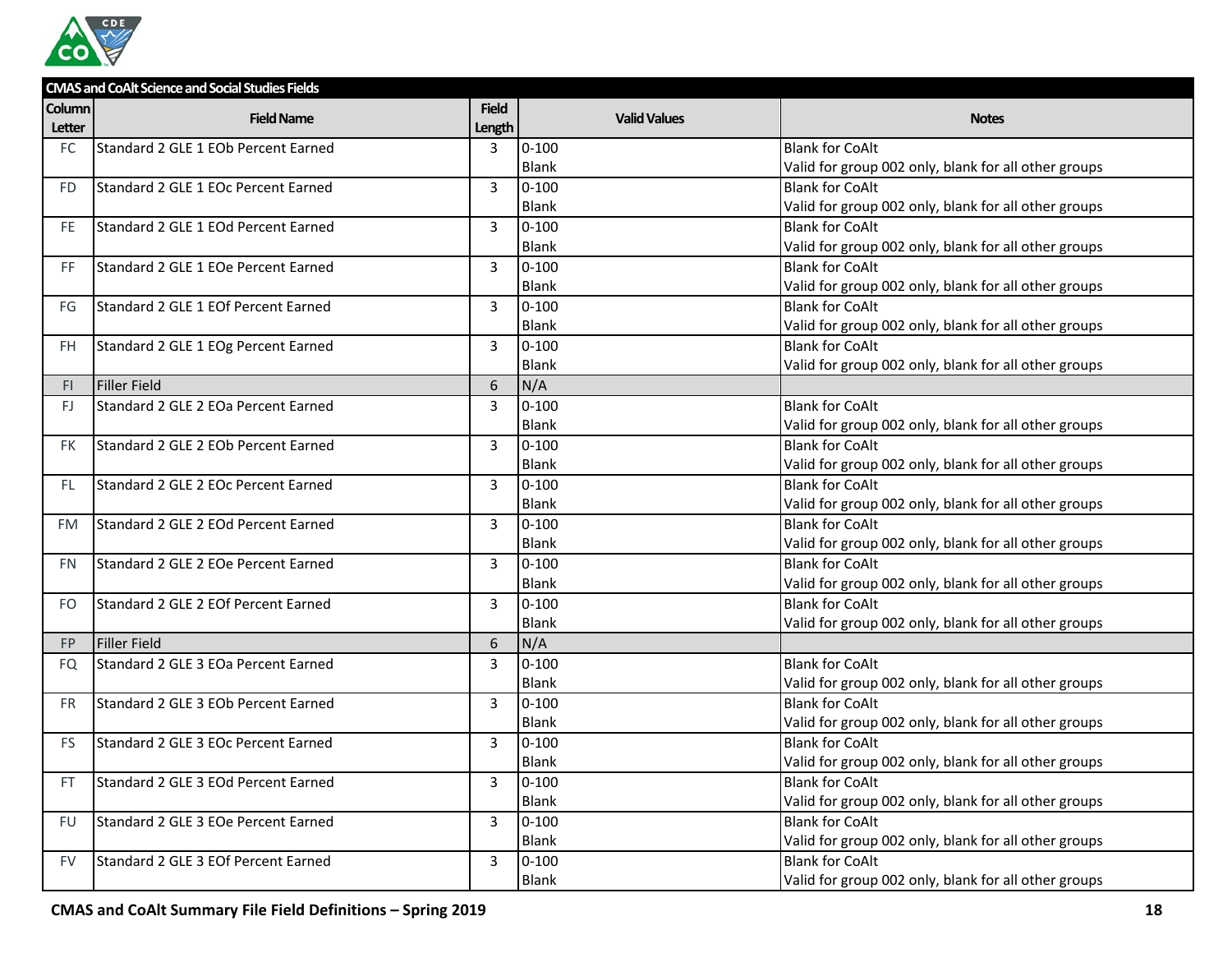| CMAS and CoAlt Science and Social Studies Fields | | | | |
|---|---|---|---|---|
| Column Letter | Field Name | Field Length | Valid Values | Notes |
| FC | Standard 2 GLE 1 EOb Percent Earned | 3 | 0-100<br>Blank | Blank for CoAlt<br>Valid for group 002 only, blank for all other groups |
| FD | Standard 2 GLE 1 EOc Percent Earned | 3 | 0-100<br>Blank | Blank for CoAlt<br>Valid for group 002 only, blank for all other groups |
| FE | Standard 2 GLE 1 EOd Percent Earned | 3 | 0-100<br>Blank | Blank for CoAlt<br>Valid for group 002 only, blank for all other groups |
| FF | Standard 2 GLE 1 EOe Percent Earned | 3 | 0-100<br>Blank | Blank for CoAlt<br>Valid for group 002 only, blank for all other groups |
| FG | Standard 2 GLE 1 EOf Percent Earned | 3 | 0-100<br>Blank | Blank for CoAlt<br>Valid for group 002 only, blank for all other groups |
| FH | Standard 2 GLE 1 EOg Percent Earned | 3 | 0-100<br>Blank | Blank for CoAlt<br>Valid for group 002 only, blank for all other groups |
| FI | Filler Field | 6 | N/A | |
| FJ | Standard 2 GLE 2 EOa Percent Earned | 3 | 0-100<br>Blank | Blank for CoAlt<br>Valid for group 002 only, blank for all other groups |
| FK | Standard 2 GLE 2 EOb Percent Earned | 3 | 0-100<br>Blank | Blank for CoAlt<br>Valid for group 002 only, blank for all other groups |
| FL | Standard 2 GLE 2 EOc Percent Earned | 3 | 0-100<br>Blank | Blank for CoAlt<br>Valid for group 002 only, blank for all other groups |
| FM | Standard 2 GLE 2 EOd Percent Earned | 3 | 0-100<br>Blank | Blank for CoAlt<br>Valid for group 002 only, blank for all other groups |
| FN | Standard 2 GLE 2 EOe Percent Earned | 3 | 0-100<br>Blank | Blank for CoAlt<br>Valid for group 002 only, blank for all other groups |
| FO | Standard 2 GLE 2 EOf Percent Earned | 3 | 0-100<br>Blank | Blank for CoAlt<br>Valid for group 002 only, blank for all other groups |
| FP | Filler Field | 6 | N/A | |
| FQ | Standard 2 GLE 3 EOa Percent Earned | 3 | 0-100<br>Blank | Blank for CoAlt<br>Valid for group 002 only, blank for all other groups |
| FR | Standard 2 GLE 3 EOb Percent Earned | 3 | 0-100<br>Blank | Blank for CoAlt<br>Valid for group 002 only, blank for all other groups |
| FS | Standard 2 GLE 3 EOc Percent Earned | 3 | 0-100<br>Blank | Blank for CoAlt<br>Valid for group 002 only, blank for all other groups |
| FT | Standard 2 GLE 3 EOd Percent Earned | 3 | 0-100<br>Blank | Blank for CoAlt<br>Valid for group 002 only, blank for all other groups |
| FU | Standard 2 GLE 3 EOe Percent Earned | 3 | 0-100<br>Blank | Blank for CoAlt<br>Valid for group 002 only, blank for all other groups |
| FV | Standard 2 GLE 3 EOf Percent Earned | 3 | 0-100<br>Blank | Blank for CoAlt<br>Valid for group 002 only, blank for all other groups |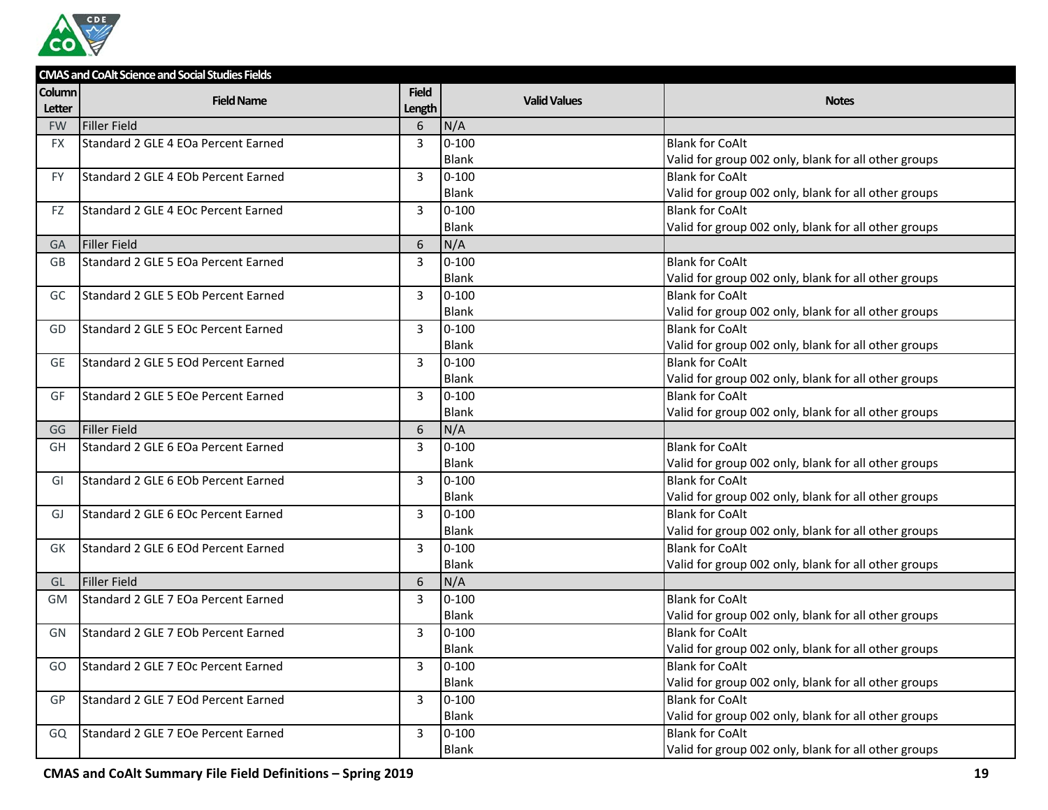| CMAS and CoAlt Science and Social Studies Fields | | | | |
|---|---|---|---|---|
| Column Letter | Field Name | Field Length | Valid Values | Notes |
| FW | Filler Field | 6 | N/A | |
| FX | Standard 2 GLE 4 EOa Percent Earned | 3 | 0-100<br>Blank | Blank for CoAlt<br>Valid for group 002 only, blank for all other groups |
| FY | Standard 2 GLE 4 EOb Percent Earned | 3 | 0-100<br>Blank | Blank for CoAlt<br>Valid for group 002 only, blank for all other groups |
| FZ | Standard 2 GLE 4 EOc Percent Earned | 3 | 0-100<br>Blank | Blank for CoAlt<br>Valid for group 002 only, blank for all other groups |
| GA | Filler Field | 6 | N/A | |
| GB | Standard 2 GLE 5 EOa Percent Earned | 3 | 0-100<br>Blank | Blank for CoAlt<br>Valid for group 002 only, blank for all other groups |
| GC | Standard 2 GLE 5 EOb Percent Earned | 3 | 0-100<br>Blank | Blank for CoAlt<br>Valid for group 002 only, blank for all other groups |
| GD | Standard 2 GLE 5 EOc Percent Earned | 3 | 0-100<br>Blank | Blank for CoAlt<br>Valid for group 002 only, blank for all other groups |
| GE | Standard 2 GLE 5 EOd Percent Earned | 3 | 0-100<br>Blank | Blank for CoAlt<br>Valid for group 002 only, blank for all other groups |
| GF | Standard 2 GLE 5 EOe Percent Earned | 3 | 0-100<br>Blank | Blank for CoAlt<br>Valid for group 002 only, blank for all other groups |
| GG | Filler Field | 6 | N/A | |
| GH | Standard 2 GLE 6 EOa Percent Earned | 3 | 0-100<br>Blank | Blank for CoAlt<br>Valid for group 002 only, blank for all other groups |
| GI | Standard 2 GLE 6 EOb Percent Earned | 3 | 0-100<br>Blank | Blank for CoAlt<br>Valid for group 002 only, blank for all other groups |
| GJ | Standard 2 GLE 6 EOc Percent Earned | 3 | 0-100<br>Blank | Blank for CoAlt<br>Valid for group 002 only, blank for all other groups |
| GK | Standard 2 GLE 6 EOd Percent Earned | 3 | 0-100<br>Blank | Blank for CoAlt<br>Valid for group 002 only, blank for all other groups |
| GL | Filler Field | 6 | N/A | |
| GM | Standard 2 GLE 7 EOa Percent Earned | 3 | 0-100<br>Blank | Blank for CoAlt<br>Valid for group 002 only, blank for all other groups |
| GN | Standard 2 GLE 7 EOb Percent Earned | 3 | 0-100<br>Blank | Blank for CoAlt<br>Valid for group 002 only, blank for all other groups |
| GO | Standard 2 GLE 7 EOc Percent Earned | 3 | 0-100<br>Blank | Blank for CoAlt<br>Valid for group 002 only, blank for all other groups |
| GP | Standard 2 GLE 7 EOd Percent Earned | 3 | 0-100<br>Blank | Blank for CoAlt<br>Valid for group 002 only, blank for all other groups |
| GQ | Standard 2 GLE 7 EOe Percent Earned | 3 | 0-100<br>Blank | Blank for CoAlt<br>Valid for group 002 only, blank for all other groups |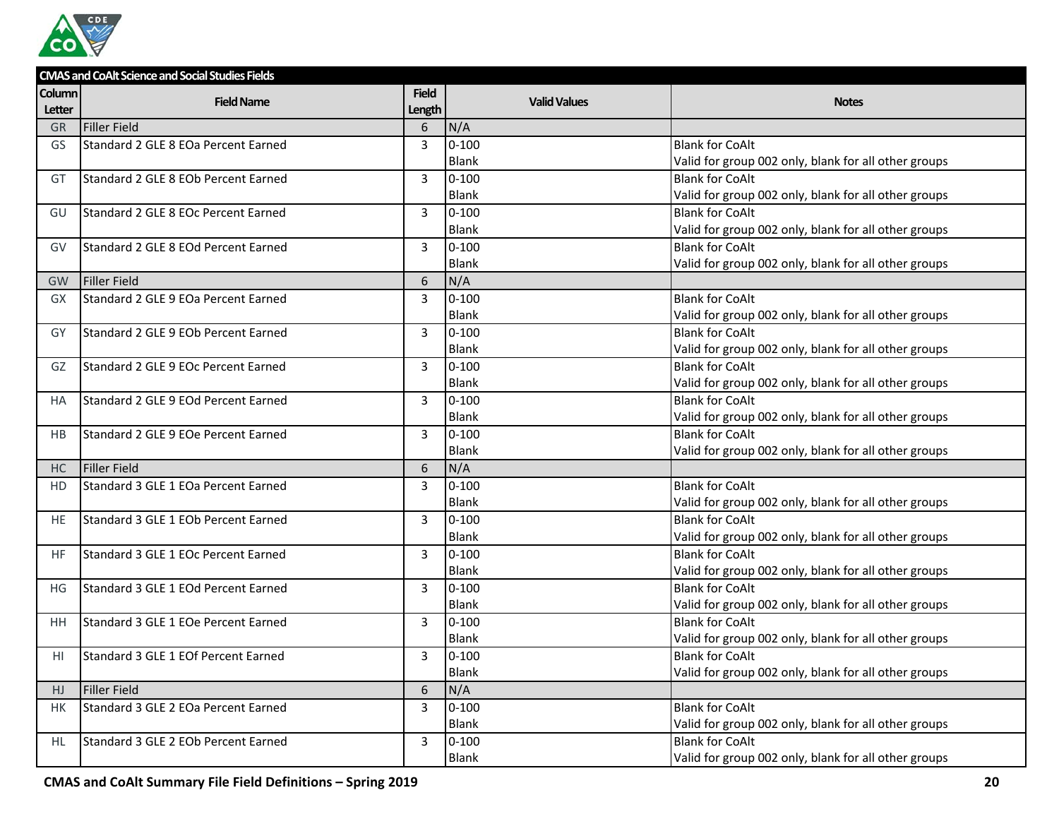| CMAS and CoAlt Science and Social Studies Fields | | | | |
|---|---|---|---|---|
| **Column Letter** | **Field Name** | **Field Length** | **Valid Values** | **Notes** |
| GR | Filler Field | 6 | N/A | |
| GS | Standard 2 GLE 8 EOa Percent Earned | 3 | 0-100<br>Blank | Blank for CoAlt<br>Valid for group 002 only, blank for all other groups |
| GT | Standard 2 GLE 8 EOb Percent Earned | 3 | 0-100<br>Blank | Blank for CoAlt<br>Valid for group 002 only, blank for all other groups |
| GU | Standard 2 GLE 8 EOc Percent Earned | 3 | 0-100<br>Blank | Blank for CoAlt<br>Valid for group 002 only, blank for all other groups |
| GV | Standard 2 GLE 8 EOd Percent Earned | 3 | 0-100<br>Blank | Blank for CoAlt<br>Valid for group 002 only, blank for all other groups |
| GW | Filler Field | 6 | N/A | |
| GX | Standard 2 GLE 9 EOa Percent Earned | 3 | 0-100<br>Blank | Blank for CoAlt<br>Valid for group 002 only, blank for all other groups |
| GY | Standard 2 GLE 9 EOb Percent Earned | 3 | 0-100<br>Blank | Blank for CoAlt<br>Valid for group 002 only, blank for all other groups |
| GZ | Standard 2 GLE 9 EOc Percent Earned | 3 | 0-100<br>Blank | Blank for CoAlt<br>Valid for group 002 only, blank for all other groups |
| HA | Standard 2 GLE 9 EOd Percent Earned | 3 | 0-100<br>Blank | Blank for CoAlt<br>Valid for group 002 only, blank for all other groups |
| HB | Standard 2 GLE 9 EOe Percent Earned | 3 | 0-100<br>Blank | Blank for CoAlt<br>Valid for group 002 only, blank for all other groups |
| HC | Filler Field | 6 | N/A | |
| HD | Standard 3 GLE 1 EOa Percent Earned | 3 | 0-100<br>Blank | Blank for CoAlt<br>Valid for group 002 only, blank for all other groups |
| HE | Standard 3 GLE 1 EOb Percent Earned | 3 | 0-100<br>Blank | Blank for CoAlt<br>Valid for group 002 only, blank for all other groups |
| HF | Standard 3 GLE 1 EOc Percent Earned | 3 | 0-100<br>Blank | Blank for CoAlt<br>Valid for group 002 only, blank for all other groups |
| HG | Standard 3 GLE 1 EOd Percent Earned | 3 | 0-100<br>Blank | Blank for CoAlt<br>Valid for group 002 only, blank for all other groups |
| HH | Standard 3 GLE 1 EOe Percent Earned | 3 | 0-100<br>Blank | Blank for CoAlt<br>Valid for group 002 only, blank for all other groups |
| HI | Standard 3 GLE 1 EOf Percent Earned | 3 | 0-100<br>Blank | Blank for CoAlt<br>Valid for group 002 only, blank for all other groups |
| HJ | Filler Field | 6 | N/A | |
| HK | Standard 3 GLE 2 EOa Percent Earned | 3 | 0-100<br>Blank | Blank for CoAlt<br>Valid for group 002 only, blank for all other groups |
| HL | Standard 3 GLE 2 EOb Percent Earned | 3 | 0-100<br>Blank | Blank for CoAlt<br>Valid for group 002 only, blank for all other groups |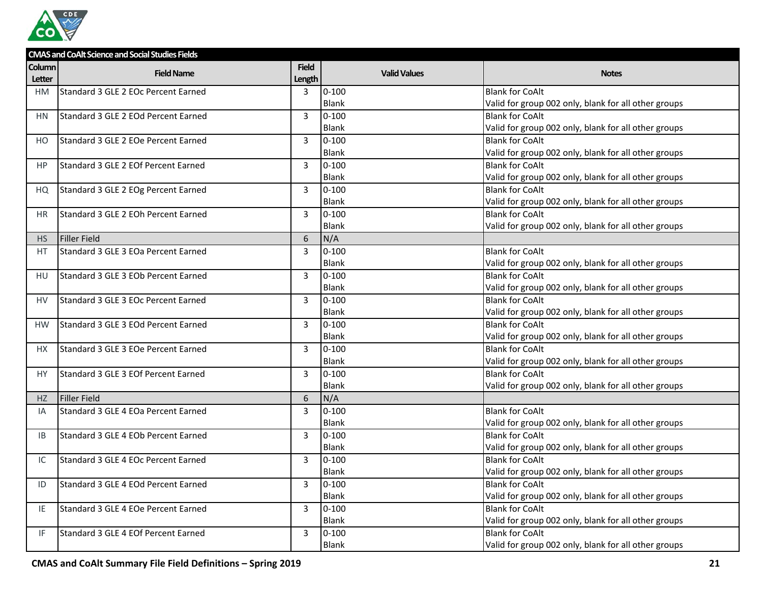| CMAS and CoAlt Science and Social Studies Fields | | | | |
|---|---|---|---|---|
| Column Letter | Field Name | Field Length | Valid Values | Notes |
| HM | Standard 3 GLE 2 EOc Percent Earned | 3 | 0-100<br>Blank | Blank for CoAlt<br>Valid for group 002 only, blank for all other groups |
| HN | Standard 3 GLE 2 EOd Percent Earned | 3 | 0-100<br>Blank | Blank for CoAlt<br>Valid for group 002 only, blank for all other groups |
| HO | Standard 3 GLE 2 EOe Percent Earned | 3 | 0-100<br>Blank | Blank for CoAlt<br>Valid for group 002 only, blank for all other groups |
| HP | Standard 3 GLE 2 EOf Percent Earned | 3 | 0-100<br>Blank | Blank for CoAlt<br>Valid for group 002 only, blank for all other groups |
| HQ | Standard 3 GLE 2 EOg Percent Earned | 3 | 0-100<br>Blank | Blank for CoAlt<br>Valid for group 002 only, blank for all other groups |
| HR | Standard 3 GLE 2 EOh Percent Earned | 3 | 0-100<br>Blank | Blank for CoAlt<br>Valid for group 002 only, blank for all other groups |
| HS | Filler Field | 6 | N/A | |
| HT | Standard 3 GLE 3 EOa Percent Earned | 3 | 0-100<br>Blank | Blank for CoAlt<br>Valid for group 002 only, blank for all other groups |
| HU | Standard 3 GLE 3 EOb Percent Earned | 3 | 0-100<br>Blank | Blank for CoAlt<br>Valid for group 002 only, blank for all other groups |
| HV | Standard 3 GLE 3 EOc Percent Earned | 3 | 0-100<br>Blank | Blank for CoAlt<br>Valid for group 002 only, blank for all other groups |
| HW | Standard 3 GLE 3 EOd Percent Earned | 3 | 0-100<br>Blank | Blank for CoAlt<br>Valid for group 002 only, blank for all other groups |
| HX | Standard 3 GLE 3 EOe Percent Earned | 3 | 0-100<br>Blank | Blank for CoAlt<br>Valid for group 002 only, blank for all other groups |
| HY | Standard 3 GLE 3 EOf Percent Earned | 3 | 0-100<br>Blank | Blank for CoAlt<br>Valid for group 002 only, blank for all other groups |
| HZ | Filler Field | 6 | N/A | |
| IA | Standard 3 GLE 4 EOa Percent Earned | 3 | 0-100<br>Blank | Blank for CoAlt<br>Valid for group 002 only, blank for all other groups |
| IB | Standard 3 GLE 4 EOb Percent Earned | 3 | 0-100<br>Blank | Blank for CoAlt<br>Valid for group 002 only, blank for all other groups |
| IC | Standard 3 GLE 4 EOc Percent Earned | 3 | 0-100<br>Blank | Blank for CoAlt<br>Valid for group 002 only, blank for all other groups |
| ID | Standard 3 GLE 4 EOd Percent Earned | 3 | 0-100<br>Blank | Blank for CoAlt<br>Valid for group 002 only, blank for all other groups |
| IE | Standard 3 GLE 4 EOe Percent Earned | 3 | 0-100<br>Blank | Blank for CoAlt<br>Valid for group 002 only, blank for all other groups |
| IF | Standard 3 GLE 4 EOf Percent Earned | 3 | 0-100<br>Blank | Blank for CoAlt<br>Valid for group 002 only, blank for all other groups |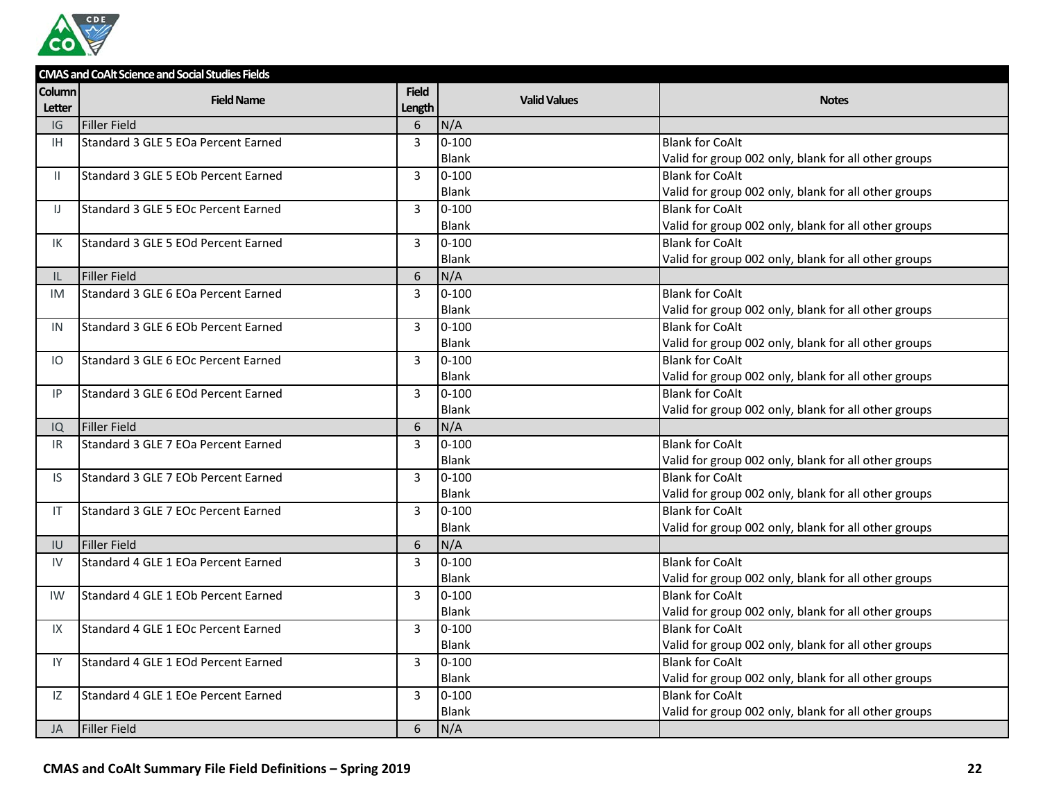| CMAS and CoAlt Science and Social Studies Fields | | | | |
|---|---|---|---|---|
| Column Letter | Field Name | Field Length | Valid Values | Notes |
| IG | Filler Field | 6 | N/A | |
| IH | Standard 3 GLE 5 EOa Percent Earned | 3 | 0-100<br>Blank | Blank for CoAlt<br>Valid for group 002 only, blank for all other groups |
| II | Standard 3 GLE 5 EOb Percent Earned | 3 | 0-100<br>Blank | Blank for CoAlt<br>Valid for group 002 only, blank for all other groups |
| IJ | Standard 3 GLE 5 EOc Percent Earned | 3 | 0-100<br>Blank | Blank for CoAlt<br>Valid for group 002 only, blank for all other groups |
| IK | Standard 3 GLE 5 EOd Percent Earned | 3 | 0-100<br>Blank | Blank for CoAlt<br>Valid for group 002 only, blank for all other groups |
| IL | Filler Field | 6 | N/A | |
| IM | Standard 3 GLE 6 EOa Percent Earned | 3 | 0-100<br>Blank | Blank for CoAlt<br>Valid for group 002 only, blank for all other groups |
| IN | Standard 3 GLE 6 EOb Percent Earned | 3 | 0-100<br>Blank | Blank for CoAlt<br>Valid for group 002 only, blank for all other groups |
| IO | Standard 3 GLE 6 EOc Percent Earned | 3 | 0-100<br>Blank | Blank for CoAlt<br>Valid for group 002 only, blank for all other groups |
| IP | Standard 3 GLE 6 EOd Percent Earned | 3 | 0-100<br>Blank | Blank for CoAlt<br>Valid for group 002 only, blank for all other groups |
| IQ | Filler Field | 6 | N/A | |
| IR | Standard 3 GLE 7 EOa Percent Earned | 3 | 0-100<br>Blank | Blank for CoAlt<br>Valid for group 002 only, blank for all other groups |
| IS | Standard 3 GLE 7 EOb Percent Earned | 3 | 0-100<br>Blank | Blank for CoAlt<br>Valid for group 002 only, blank for all other groups |
| IT | Standard 3 GLE 7 EOc Percent Earned | 3 | 0-100<br>Blank | Blank for CoAlt<br>Valid for group 002 only, blank for all other groups |
| IU | Filler Field | 6 | N/A | |
| IV | Standard 4 GLE 1 EOa Percent Earned | 3 | 0-100<br>Blank | Blank for CoAlt<br>Valid for group 002 only, blank for all other groups |
| IW | Standard 4 GLE 1 EOb Percent Earned | 3 | 0-100<br>Blank | Blank for CoAlt<br>Valid for group 002 only, blank for all other groups |
| IX | Standard 4 GLE 1 EOc Percent Earned | 3 | 0-100<br>Blank | Blank for CoAlt<br>Valid for group 002 only, blank for all other groups |
| IY | Standard 4 GLE 1 EOd Percent Earned | 3 | 0-100<br>Blank | Blank for CoAlt<br>Valid for group 002 only, blank for all other groups |
| IZ | Standard 4 GLE 1 EOe Percent Earned | 3 | 0-100<br>Blank | Blank for CoAlt<br>Valid for group 002 only, blank for all other groups |
| JA | Filler Field | 6 | N/A | |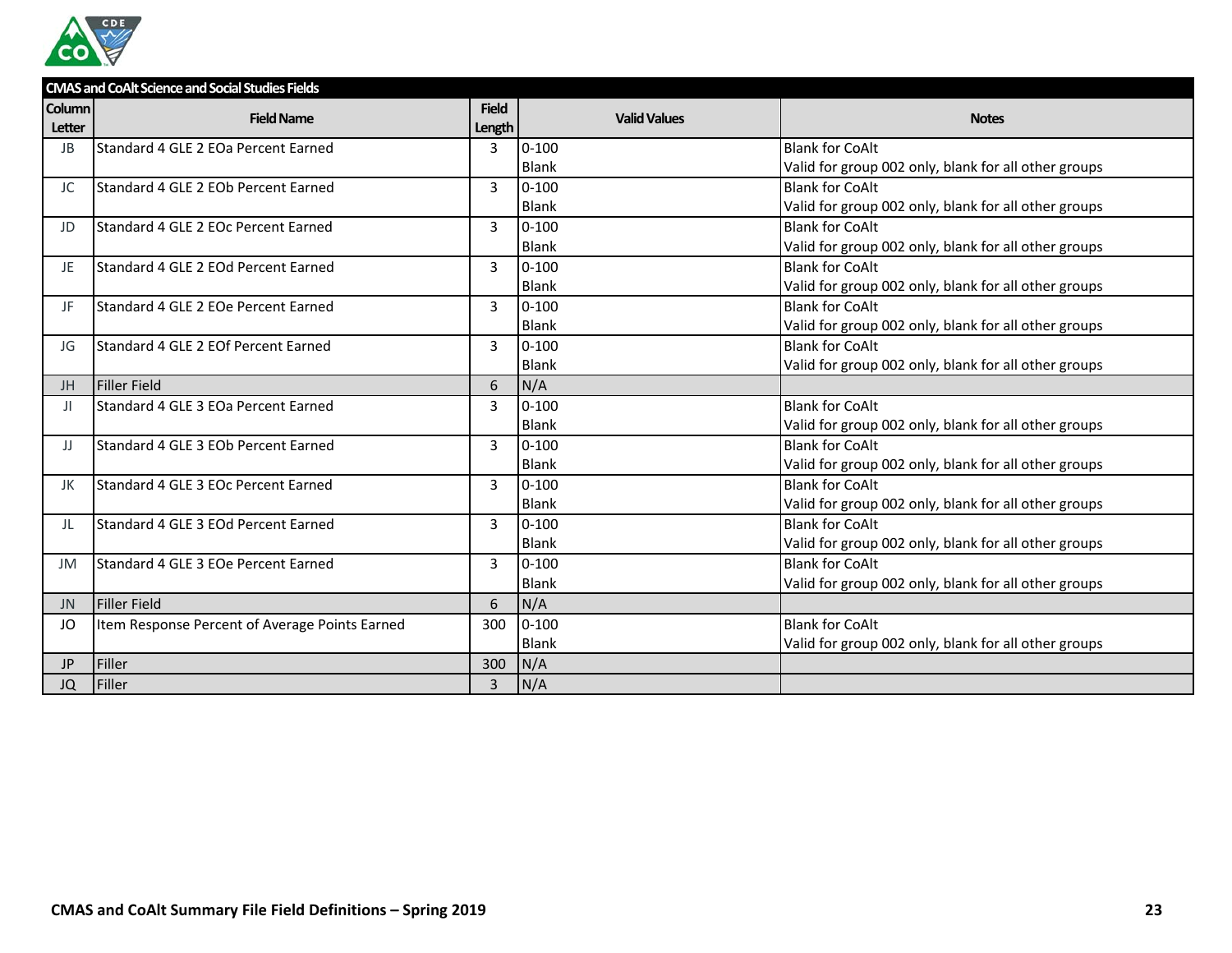| CMAS and CoAlt Science and Social Studies Fields | | | | |
|---|---|---|---|---|
| Column Letter | Field Name | Field Length | Valid Values | Notes |
| JB | Standard 4 GLE 2 EOa Percent Earned | 3 | 0-100<br>Blank | Blank for CoAlt<br>Valid for group 002 only, blank for all other groups |
| JC | Standard 4 GLE 2 EOb Percent Earned | 3 | 0-100<br>Blank | Blank for CoAlt<br>Valid for group 002 only, blank for all other groups |
| JD | Standard 4 GLE 2 EOc Percent Earned | 3 | 0-100<br>Blank | Blank for CoAlt<br>Valid for group 002 only, blank for all other groups |
| JE | Standard 4 GLE 2 EOd Percent Earned | 3 | 0-100<br>Blank | Blank for CoAlt<br>Valid for group 002 only, blank for all other groups |
| JF | Standard 4 GLE 2 EOe Percent Earned | 3 | 0-100<br>Blank | Blank for CoAlt<br>Valid for group 002 only, blank for all other groups |
| JG | Standard 4 GLE 2 EOf Percent Earned | 3 | 0-100<br>Blank | Blank for CoAlt<br>Valid for group 002 only, blank for all other groups |
| JH | Filler Field | 6 | N/A | |
| JI | Standard 4 GLE 3 EOa Percent Earned | 3 | 0-100<br>Blank | Blank for CoAlt<br>Valid for group 002 only, blank for all other groups |
| JJ | Standard 4 GLE 3 EOb Percent Earned | 3 | 0-100<br>Blank | Blank for CoAlt<br>Valid for group 002 only, blank for all other groups |
| JK | Standard 4 GLE 3 EOc Percent Earned | 3 | 0-100<br>Blank | Blank for CoAlt<br>Valid for group 002 only, blank for all other groups |
| JL | Standard 4 GLE 3 EOd Percent Earned | 3 | 0-100<br>Blank | Blank for CoAlt<br>Valid for group 002 only, blank for all other groups |
| JM | Standard 4 GLE 3 EOe Percent Earned | 3 | 0-100<br>Blank | Blank for CoAlt<br>Valid for group 002 only, blank for all other groups |
| JN | Filler Field | 6 | N/A | |
| JO | Item Response Percent of Average Points Earned | 300 | 0-100<br>Blank | Blank for CoAlt<br>Valid for group 002 only, blank for all other groups |
| JP | Filler | 300 | N/A | |
| JQ | Filler | 3 | N/A | |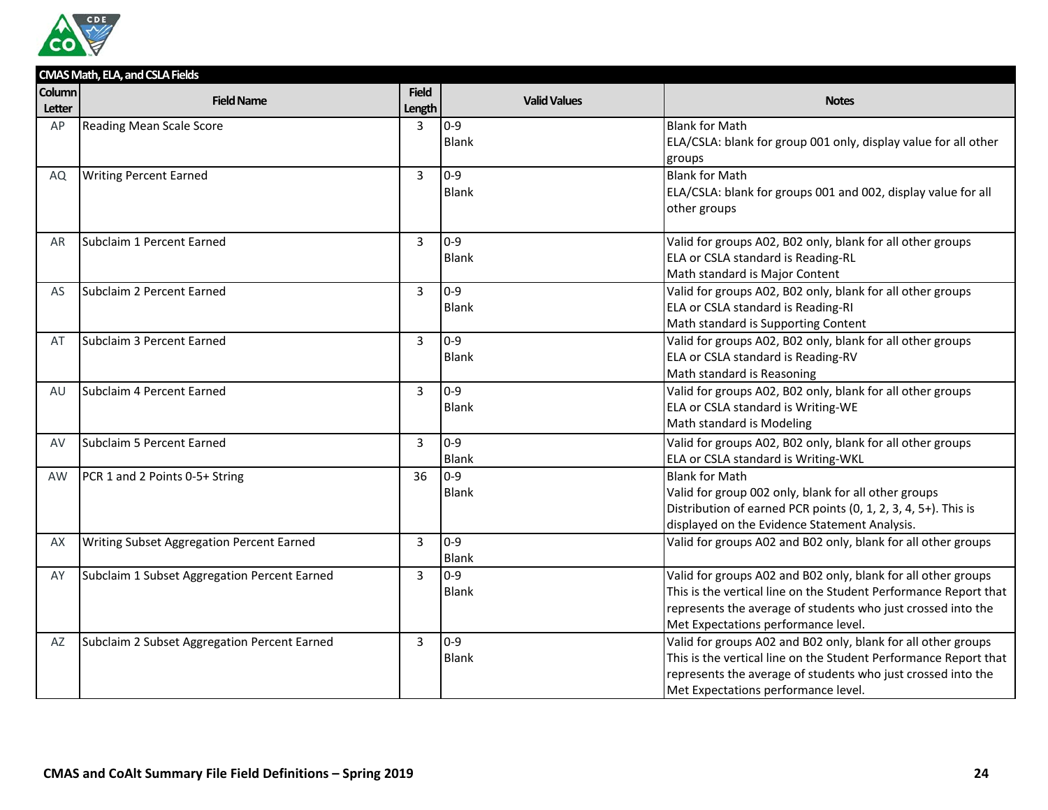| CMAS Math, ELA, and CSLA Fields | | | | |
|---|---|---|---|---|
| Column Letter | Field Name | Field Length | Valid Values | Notes |
| AP | Reading Mean Scale Score | 3 | 0-9<br>Blank | Blank for Math<br>ELA/CSLA: blank for group 001 only, display value for all other groups |
| AQ | Writing Percent Earned | 3 | 0-9<br>Blank | Blank for Math<br>ELA/CSLA: blank for groups 001 and 002, display value for all other groups |
| AR | Subclaim 1 Percent Earned | 3 | 0-9<br>Blank | Valid for groups A02, B02 only, blank for all other groups<br>ELA or CSLA standard is Reading-RL<br>Math standard is Major Content |
| AS | Subclaim 2 Percent Earned | 3 | 0-9<br>Blank | Valid for groups A02, B02 only, blank for all other groups<br>ELA or CSLA standard is Reading-RI<br>Math standard is Supporting Content |
| AT | Subclaim 3 Percent Earned | 3 | 0-9<br>Blank | Valid for groups A02, B02 only, blank for all other groups<br>ELA or CSLA standard is Reading-RV<br>Math standard is Reasoning |
| AU | Subclaim 4 Percent Earned | 3 | 0-9<br>Blank | Valid for groups A02, B02 only, blank for all other groups<br>ELA or CSLA standard is Writing-WE<br>Math standard is Modeling |
| AV | Subclaim 5 Percent Earned | 3 | 0-9<br>Blank | Valid for groups A02, B02 only, blank for all other groups<br>ELA or CSLA standard is Writing-WKL |
| AW | PCR 1 and 2 Points 0-5+ String | 36 | 0-9<br>Blank | Blank for Math<br>Valid for group 002 only, blank for all other groups<br>Distribution of earned PCR points (0, 1, 2, 3, 4, 5+). This is displayed on the Evidence Statement Analysis. |
| AX | Writing Subset Aggregation Percent Earned | 3 | 0-9<br>Blank | Valid for groups A02 and B02 only, blank for all other groups |
| AY | Subclaim 1 Subset Aggregation Percent Earned | 3 | 0-9<br>Blank | Valid for groups A02 and B02 only, blank for all other groups<br>This is the vertical line on the Student Performance Report that represents the average of students who just crossed into the Met Expectations performance level. |
| AZ | Subclaim 2 Subset Aggregation Percent Earned | 3 | 0-9<br>Blank | Valid for groups A02 and B02 only, blank for all other groups<br>This is the vertical line on the Student Performance Report that represents the average of students who just crossed into the Met Expectations performance level. |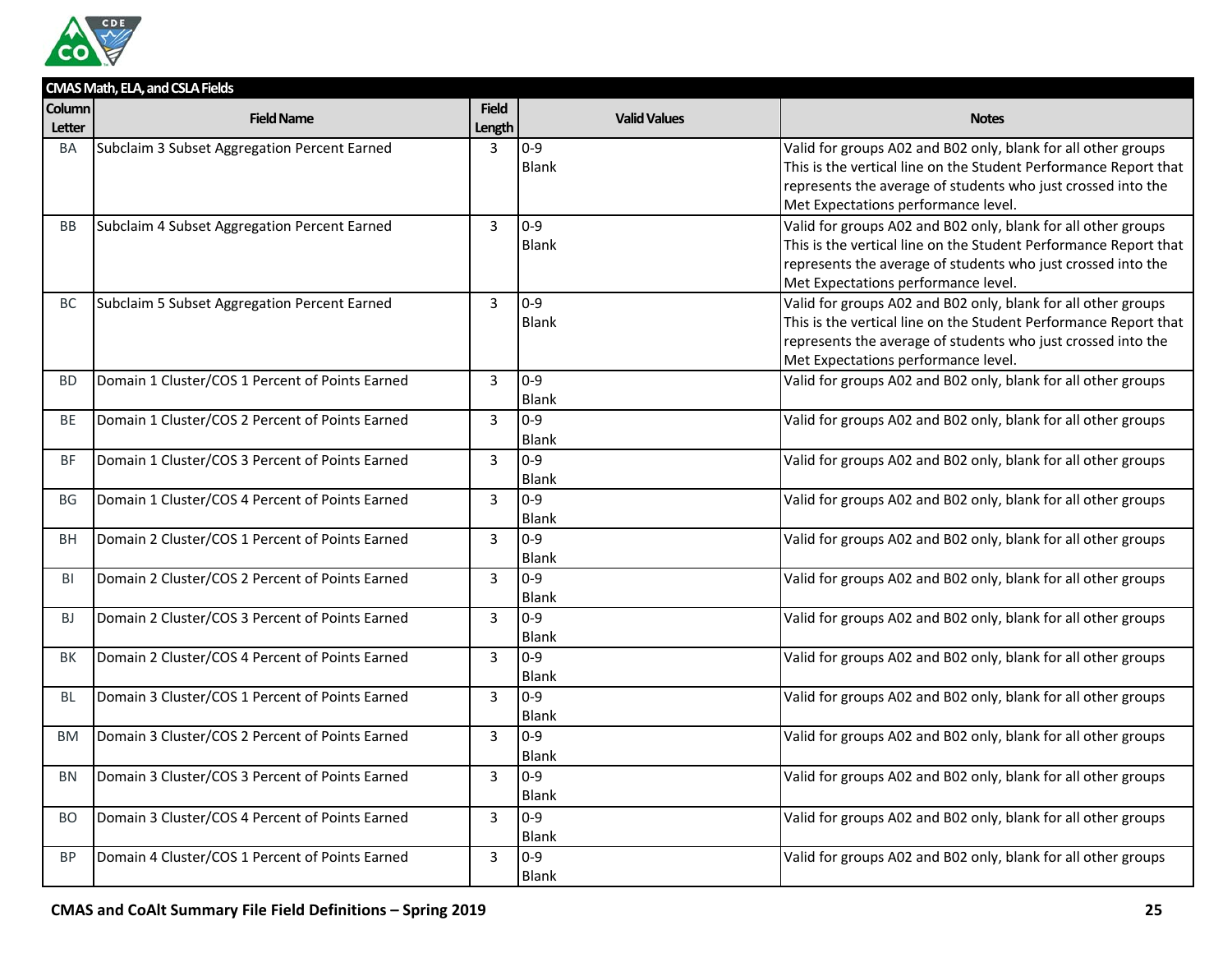| CMAS Math, ELA, and CSLA Fields | | | | |
|---|---|---|---|---|
| **Column Letter** | **Field Name** | **Field Length** | **Valid Values** | **Notes** |
| BA | Subclaim 3 Subset Aggregation Percent Earned | 3 | 0-9<br>Blank | Valid for groups A02 and B02 only, blank for all other groups<br>This is the vertical line on the Student Performance Report that represents the average of students who just crossed into the Met Expectations performance level. |
| BB | Subclaim 4 Subset Aggregation Percent Earned | 3 | 0-9<br>Blank | Valid for groups A02 and B02 only, blank for all other groups<br>This is the vertical line on the Student Performance Report that represents the average of students who just crossed into the Met Expectations performance level. |
| BC | Subclaim 5 Subset Aggregation Percent Earned | 3 | 0-9<br>Blank | Valid for groups A02 and B02 only, blank for all other groups<br>This is the vertical line on the Student Performance Report that represents the average of students who just crossed into the Met Expectations performance level. |
| BD | Domain 1 Cluster/COS 1 Percent of Points Earned | 3 | 0-9<br>Blank | Valid for groups A02 and B02 only, blank for all other groups |
| BE | Domain 1 Cluster/COS 2 Percent of Points Earned | 3 | 0-9<br>Blank | Valid for groups A02 and B02 only, blank for all other groups |
| BF | Domain 1 Cluster/COS 3 Percent of Points Earned | 3 | 0-9<br>Blank | Valid for groups A02 and B02 only, blank for all other groups |
| BG | Domain 1 Cluster/COS 4 Percent of Points Earned | 3 | 0-9<br>Blank | Valid for groups A02 and B02 only, blank for all other groups |
| BH | Domain 2 Cluster/COS 1 Percent of Points Earned | 3 | 0-9<br>Blank | Valid for groups A02 and B02 only, blank for all other groups |
| BI | Domain 2 Cluster/COS 2 Percent of Points Earned | 3 | 0-9<br>Blank | Valid for groups A02 and B02 only, blank for all other groups |
| BJ | Domain 2 Cluster/COS 3 Percent of Points Earned | 3 | 0-9<br>Blank | Valid for groups A02 and B02 only, blank for all other groups |
| BK | Domain 2 Cluster/COS 4 Percent of Points Earned | 3 | 0-9<br>Blank | Valid for groups A02 and B02 only, blank for all other groups |
| BL | Domain 3 Cluster/COS 1 Percent of Points Earned | 3 | 0-9<br>Blank | Valid for groups A02 and B02 only, blank for all other groups |
| BM | Domain 3 Cluster/COS 2 Percent of Points Earned | 3 | 0-9<br>Blank | Valid for groups A02 and B02 only, blank for all other groups |
| BN | Domain 3 Cluster/COS 3 Percent of Points Earned | 3 | 0-9<br>Blank | Valid for groups A02 and B02 only, blank for all other groups |
| BO | Domain 3 Cluster/COS 4 Percent of Points Earned | 3 | 0-9<br>Blank | Valid for groups A02 and B02 only, blank for all other groups |
| BP | Domain 4 Cluster/COS 1 Percent of Points Earned | 3 | 0-9<br>Blank | Valid for groups A02 and B02 only, blank for all other groups |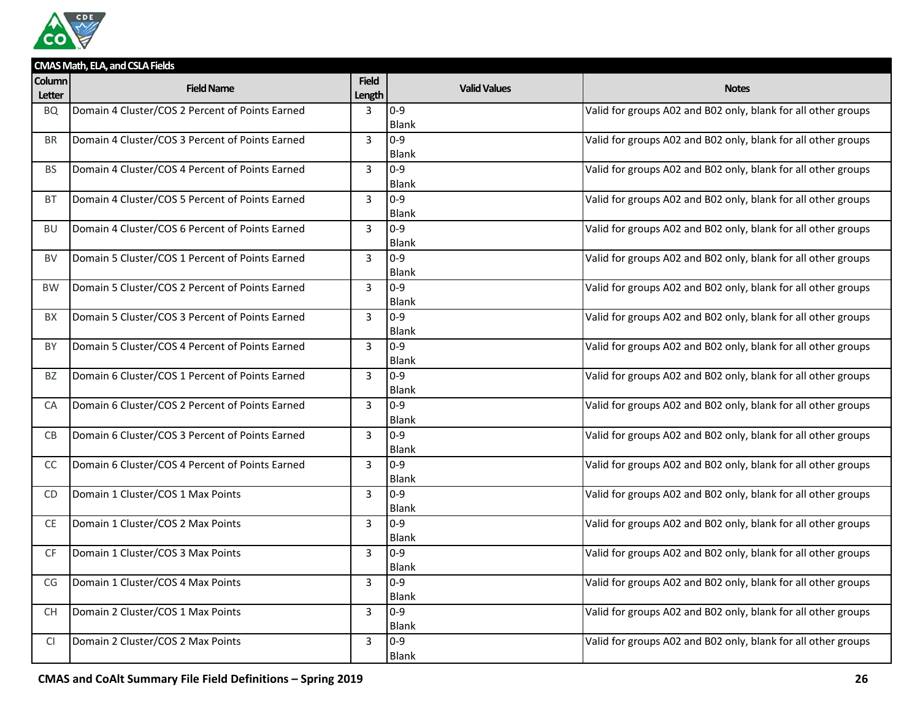| CMAS Math, ELA, and CSLA Fields | | | | |
|---|---|---|---|---|
| **Column Letter** | **Field Name** | **Field Length** | **Valid Values** | **Notes** |
| BQ | Domain 4 Cluster/COS 2 Percent of Points Earned | 3 | 0-9<br>Blank | Valid for groups A02 and B02 only, blank for all other groups |
| BR | Domain 4 Cluster/COS 3 Percent of Points Earned | 3 | 0-9<br>Blank | Valid for groups A02 and B02 only, blank for all other groups |
| BS | Domain 4 Cluster/COS 4 Percent of Points Earned | 3 | 0-9<br>Blank | Valid for groups A02 and B02 only, blank for all other groups |
| BT | Domain 4 Cluster/COS 5 Percent of Points Earned | 3 | 0-9<br>Blank | Valid for groups A02 and B02 only, blank for all other groups |
| BU | Domain 4 Cluster/COS 6 Percent of Points Earned | 3 | 0-9<br>Blank | Valid for groups A02 and B02 only, blank for all other groups |
| BV | Domain 5 Cluster/COS 1 Percent of Points Earned | 3 | 0-9<br>Blank | Valid for groups A02 and B02 only, blank for all other groups |
| BW | Domain 5 Cluster/COS 2 Percent of Points Earned | 3 | 0-9<br>Blank | Valid for groups A02 and B02 only, blank for all other groups |
| BX | Domain 5 Cluster/COS 3 Percent of Points Earned | 3 | 0-9<br>Blank | Valid for groups A02 and B02 only, blank for all other groups |
| BY | Domain 5 Cluster/COS 4 Percent of Points Earned | 3 | 0-9<br>Blank | Valid for groups A02 and B02 only, blank for all other groups |
| BZ | Domain 6 Cluster/COS 1 Percent of Points Earned | 3 | 0-9<br>Blank | Valid for groups A02 and B02 only, blank for all other groups |
| CA | Domain 6 Cluster/COS 2 Percent of Points Earned | 3 | 0-9<br>Blank | Valid for groups A02 and B02 only, blank for all other groups |
| CB | Domain 6 Cluster/COS 3 Percent of Points Earned | 3 | 0-9<br>Blank | Valid for groups A02 and B02 only, blank for all other groups |
| CC | Domain 6 Cluster/COS 4 Percent of Points Earned | 3 | 0-9<br>Blank | Valid for groups A02 and B02 only, blank for all other groups |
| CD | Domain 1 Cluster/COS 1 Max Points | 3 | 0-9<br>Blank | Valid for groups A02 and B02 only, blank for all other groups |
| CE | Domain 1 Cluster/COS 2 Max Points | 3 | 0-9<br>Blank | Valid for groups A02 and B02 only, blank for all other groups |
| CF | Domain 1 Cluster/COS 3 Max Points | 3 | 0-9<br>Blank | Valid for groups A02 and B02 only, blank for all other groups |
| CG | Domain 1 Cluster/COS 4 Max Points | 3 | 0-9<br>Blank | Valid for groups A02 and B02 only, blank for all other groups |
| CH | Domain 2 Cluster/COS 1 Max Points | 3 | 0-9<br>Blank | Valid for groups A02 and B02 only, blank for all other groups |
| CI | Domain 2 Cluster/COS 2 Max Points | 3 | 0-9<br>Blank | Valid for groups A02 and B02 only, blank for all other groups |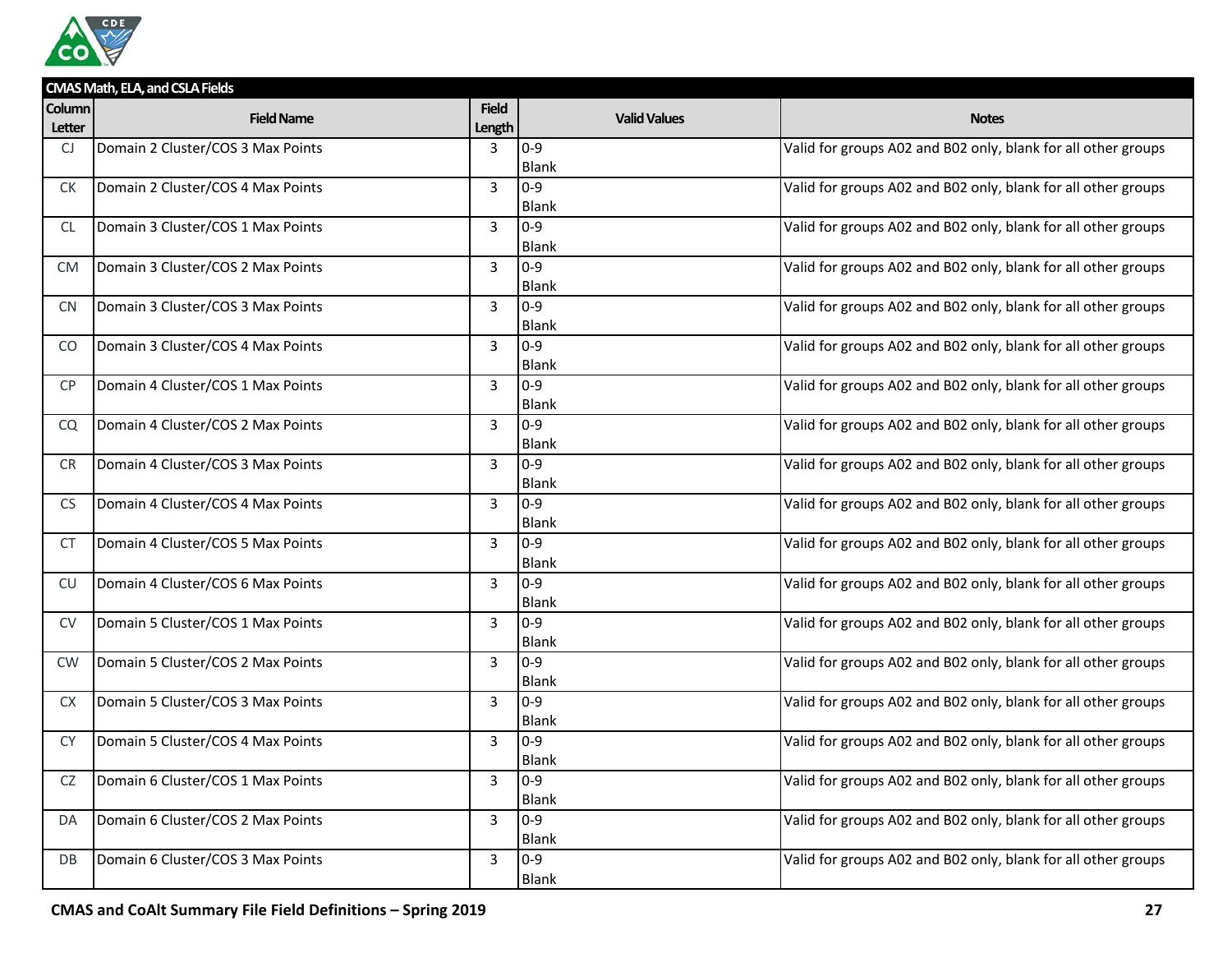| CMAS Math, ELA, and CSLA Fields | | | | |
|---|---|---|---|---|
| **Column Letter** | **Field Name** | **Field Length** | **Valid Values** | **Notes** |
| CJ | Domain 2 Cluster/COS 3 Max Points | 3 | 0-9<br>Blank | Valid for groups A02 and B02 only, blank for all other groups |
| CK | Domain 2 Cluster/COS 4 Max Points | 3 | 0-9<br>Blank | Valid for groups A02 and B02 only, blank for all other groups |
| CL | Domain 3 Cluster/COS 1 Max Points | 3 | 0-9<br>Blank | Valid for groups A02 and B02 only, blank for all other groups |
| CM | Domain 3 Cluster/COS 2 Max Points | 3 | 0-9<br>Blank | Valid for groups A02 and B02 only, blank for all other groups |
| CN | Domain 3 Cluster/COS 3 Max Points | 3 | 0-9<br>Blank | Valid for groups A02 and B02 only, blank for all other groups |
| CO | Domain 3 Cluster/COS 4 Max Points | 3 | 0-9<br>Blank | Valid for groups A02 and B02 only, blank for all other groups |
| CP | Domain 4 Cluster/COS 1 Max Points | 3 | 0-9<br>Blank | Valid for groups A02 and B02 only, blank for all other groups |
| CQ | Domain 4 Cluster/COS 2 Max Points | 3 | 0-9<br>Blank | Valid for groups A02 and B02 only, blank for all other groups |
| CR | Domain 4 Cluster/COS 3 Max Points | 3 | 0-9<br>Blank | Valid for groups A02 and B02 only, blank for all other groups |
| CS | Domain 4 Cluster/COS 4 Max Points | 3 | 0-9<br>Blank | Valid for groups A02 and B02 only, blank for all other groups |
| CT | Domain 4 Cluster/COS 5 Max Points | 3 | 0-9<br>Blank | Valid for groups A02 and B02 only, blank for all other groups |
| CU | Domain 4 Cluster/COS 6 Max Points | 3 | 0-9<br>Blank | Valid for groups A02 and B02 only, blank for all other groups |
| CV | Domain 5 Cluster/COS 1 Max Points | 3 | 0-9<br>Blank | Valid for groups A02 and B02 only, blank for all other groups |
| CW | Domain 5 Cluster/COS 2 Max Points | 3 | 0-9<br>Blank | Valid for groups A02 and B02 only, blank for all other groups |
| CX | Domain 5 Cluster/COS 3 Max Points | 3 | 0-9<br>Blank | Valid for groups A02 and B02 only, blank for all other groups |
| CY | Domain 5 Cluster/COS 4 Max Points | 3 | 0-9<br>Blank | Valid for groups A02 and B02 only, blank for all other groups |
| CZ | Domain 6 Cluster/COS 1 Max Points | 3 | 0-9<br>Blank | Valid for groups A02 and B02 only, blank for all other groups |
| DA | Domain 6 Cluster/COS 2 Max Points | 3 | 0-9<br>Blank | Valid for groups A02 and B02 only, blank for all other groups |
| DB | Domain 6 Cluster/COS 3 Max Points | 3 | 0-9<br>Blank | Valid for groups A02 and B02 only, blank for all other groups |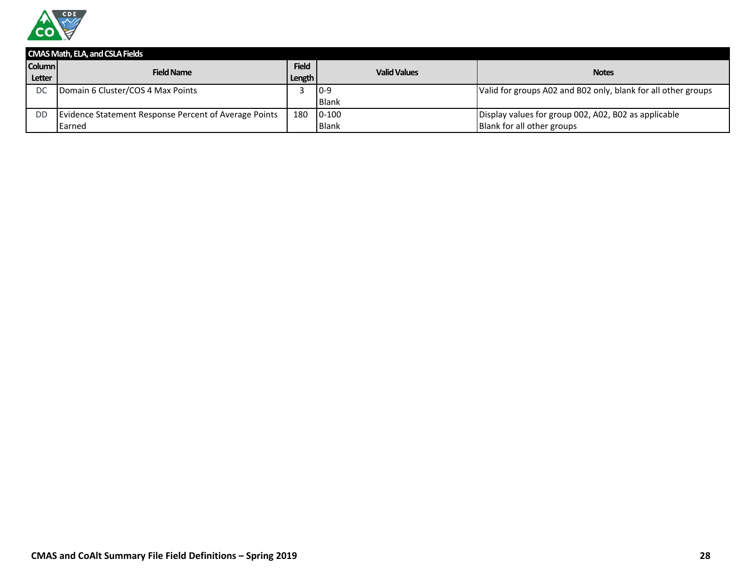| CMAS Math, ELA, and CSLA Fields | | | | |
|---|---|---|---|---|
| Column Letter | Field Name | Field Length | Valid Values | Notes |
| DC | Domain 6 Cluster/COS 4 Max Points | 3 | 0-9<br>Blank | Valid for groups A02 and B02 only, blank for all other groups |
| DD | Evidence Statement Response Percent of Average Points Earned | 180 | 0-100<br>Blank | Display values for group 002, A02, B02 as applicable<br>Blank for all other groups |